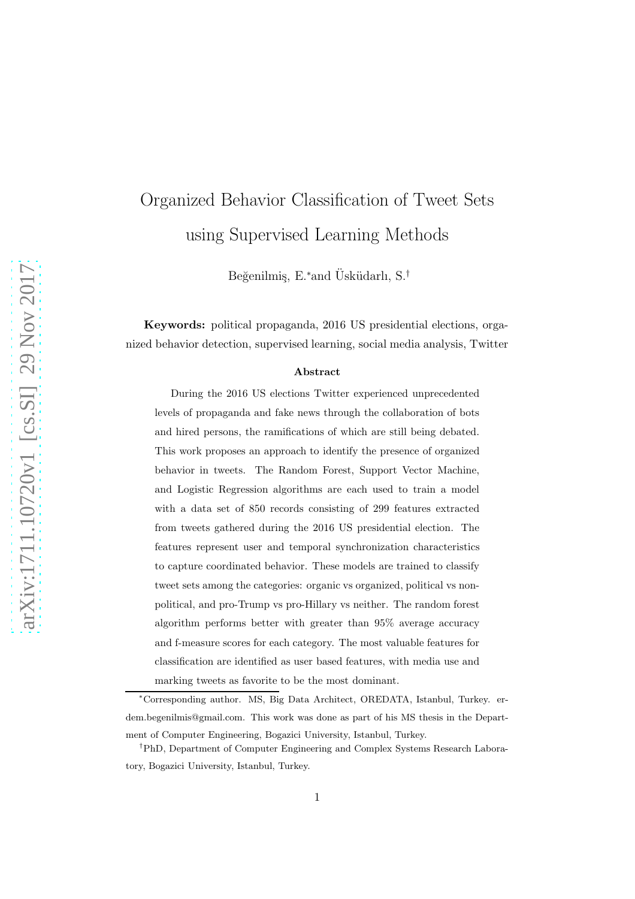# Organized Behavior Classification of Tweet Sets using Supervised Learning Methods

Beğenilmiş, E.[*] and Üsküdarlı, S.[†]

**Keywords:** political propaganda, 2016 US presidential elections, organized behavior detection, supervised learning, social media analysis, Twitter

### Abstract

During the 2016 US elections Twitter experienced unprecedented levels of propaganda and fake news through the collaboration of bots and hired persons, the ramifications of which are still being debated. This work proposes an approach to identify the presence of organized behavior in tweets. The Random Forest, Support Vector Machine, and Logistic Regression algorithms are each used to train a model with a data set of 850 records consisting of 299 features extracted from tweets gathered during the 2016 US presidential election. The features represent user and temporal synchronization characteristics to capture coordinated behavior. These models are trained to classify tweet sets among the categories: organic vs organized, political vs non-political, and pro-Trump vs pro-Hillary vs neither. The random forest algorithm performs better with greater than 95% average accuracy and f-measure scores for each category. The most valuable features for classification are identified as user based features, with media use and marking tweets as favorite to be the most dominant.

---

[*] Corresponding author. MS, Big Data Architect, OREDATA, Istanbul, Turkey. erdem.begenilmis@gmail.com. This work was done as part of his MS thesis in the Department of Computer Engineering, Bogazici University, Istanbul, Turkey.

[†] PhD, Department of Computer Engineering and Complex Systems Research Laboratory, Bogazici University, Istanbul, Turkey.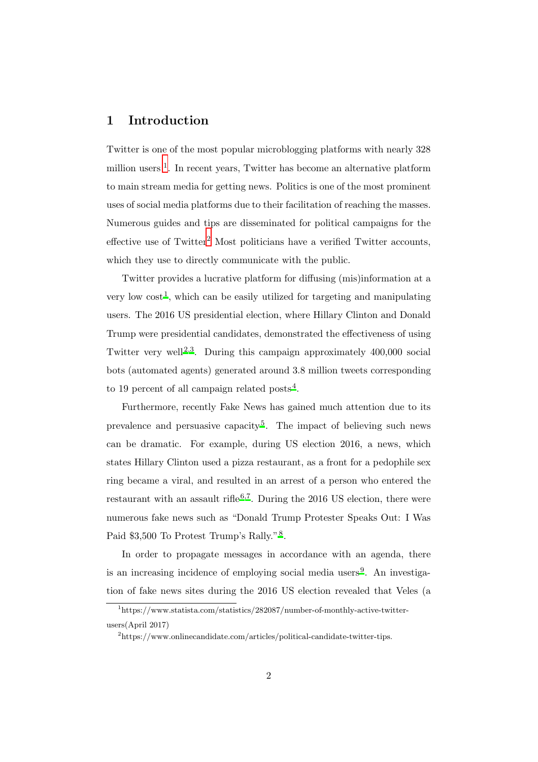## 1 Introduction

Twitter is one of the most popular microblogging platforms with nearly 328 million users [1]. In recent years, Twitter has become an alternative platform to main stream media for getting news. Politics is one of the most prominent uses of social media platforms due to their facilitation of reaching the masses. Numerous guides and tips are disseminated for political campaigns for the effective use of Twitter[2] Most politicians have a verified Twitter accounts, which they use to directly communicate with the public.

Twitter provides a lucrative platform for diffusing (mis)information at a very low cost[1], which can be easily utilized for targeting and manipulating users. The 2016 US presidential election, where Hillary Clinton and Donald Trump were presidential candidates, demonstrated the effectiveness of using Twitter very well[2,3]. During this campaign approximately 400,000 social bots (automated agents) generated around 3.8 million tweets corresponding to 19 percent of all campaign related posts[4].

Furthermore, recently Fake News has gained much attention due to its prevalence and persuasive capacity[5]. The impact of believing such news can be dramatic. For example, during US election 2016, a news, which states Hillary Clinton used a pizza restaurant, as a front for a pedophile sex ring became a viral, and resulted in an arrest of a person who entered the restaurant with an assault rifle[6,7]. During the 2016 US election, there were numerous fake news such as "Donald Trump Protester Speaks Out: I Was Paid $3,500 To Protest Trump's Rally."[8].

In order to propagate messages in accordance with an agenda, there is an increasing incidence of employing social media users[9]. An investigation of fake news sites during the 2016 US election revealed that Veles (a

[1] https://www.statista.com/statistics/282087/number-of-monthly-active-twitter-users(April 2017)

[2] https://www.onlinecandidate.com/articles/political-candidate-twitter-tips.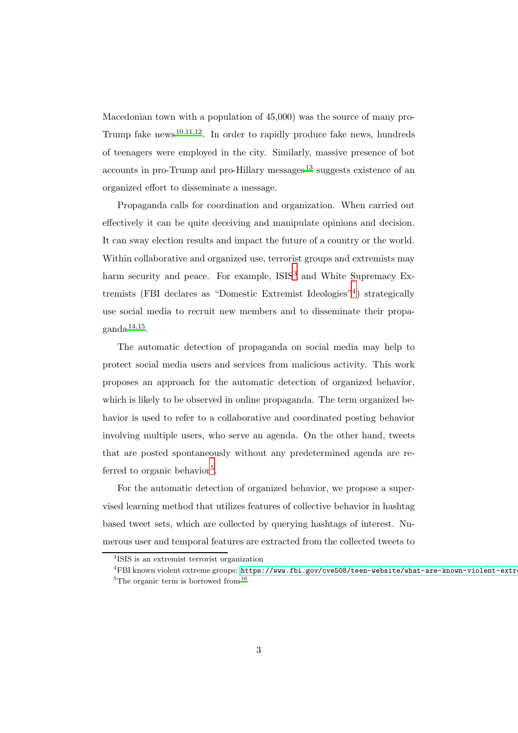Macedonian town with a population of 45,000) was the source of many pro-Trump fake news[10,11,12]. In order to rapidly produce fake news, hundreds of teenagers were employed in the city. Similarly, massive presence of bot accounts in pro-Trump and pro-Hillary messages[13] suggests existence of an organized effort to disseminate a message.

Propaganda calls for coordination and organization. When carried out effectively it can be quite deceiving and manipulate opinions and decision. It can sway election results and impact the future of a country or the world. Within collaborative and organized use, terrorist groups and extremists may harm security and peace. For example, ISIS[3] and White Supremacy Extremists (FBI declares as "Domestic Extremist Ideologies"[4]) strategically use social media to recruit new members and to disseminate their propaganda[14,15].

The automatic detection of propaganda on social media may help to protect social media users and services from malicious activity. This work proposes an approach for the automatic detection of organized behavior, which is likely to be observed in online propaganda. The term organized behavior is used to refer to a collaborative and coordinated posting behavior involving multiple users, who serve an agenda. On the other hand, tweets that are posted spontaneously without any predetermined agenda are referred to organic behavior[5].

For the automatic detection of organized behavior, we propose a supervised learning method that utilizes features of collective behavior in hashtag based tweet sets, which are collected by querying hashtags of interest. Numerous user and temporal features are extracted from the collected tweets to

---

[3] ISIS is an extremist terrorist organization

[4] FBI known violent extreme groups: https://www.fbi.gov/cve508/teen-website/what-are-known-violent-extr

[5] The organic term is borrowed from[16]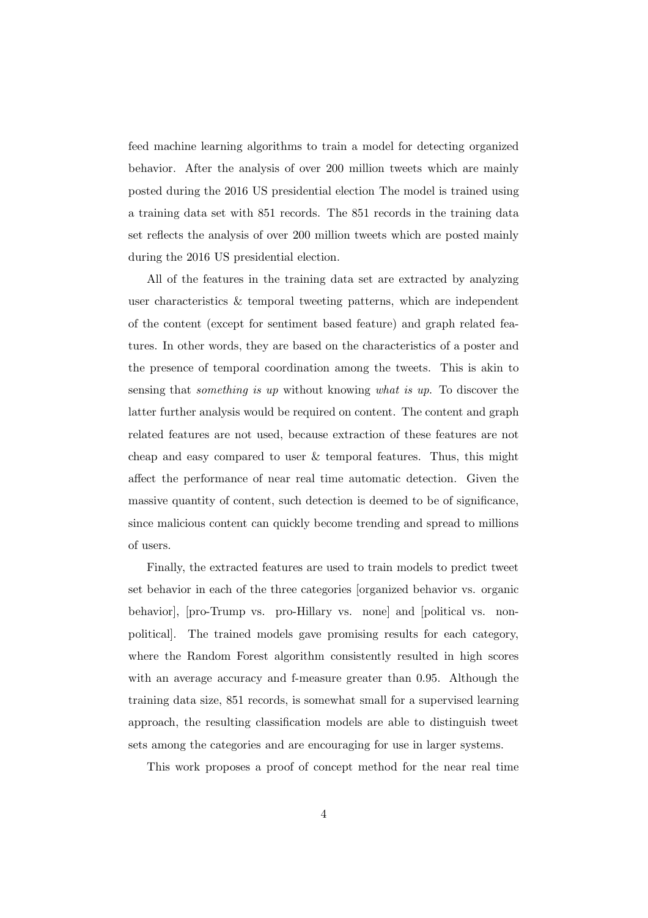feed machine learning algorithms to train a model for detecting organized behavior. After the analysis of over 200 million tweets which are mainly posted during the 2016 US presidential election The model is trained using a training data set with 851 records. The 851 records in the training data set reflects the analysis of over 200 million tweets which are posted mainly during the 2016 US presidential election.

All of the features in the training data set are extracted by analyzing user characteristics & temporal tweeting patterns, which are independent of the content (except for sentiment based feature) and graph related features. In other words, they are based on the characteristics of a poster and the presence of temporal coordination among the tweets. This is akin to sensing that *something is up* without knowing *what is up*. To discover the latter further analysis would be required on content. The content and graph related features are not used, because extraction of these features are not cheap and easy compared to user & temporal features. Thus, this might affect the performance of near real time automatic detection. Given the massive quantity of content, such detection is deemed to be of significance, since malicious content can quickly become trending and spread to millions of users.

Finally, the extracted features are used to train models to predict tweet set behavior in each of the three categories [organized behavior vs. organic behavior], [pro-Trump vs. pro-Hillary vs. none] and [political vs. non-political]. The trained models gave promising results for each category, where the Random Forest algorithm consistently resulted in high scores with an average accuracy and f-measure greater than 0.95. Although the training data size, 851 records, is somewhat small for a supervised learning approach, the resulting classification models are able to distinguish tweet sets among the categories and are encouraging for use in larger systems.

This work proposes a proof of concept method for the near real time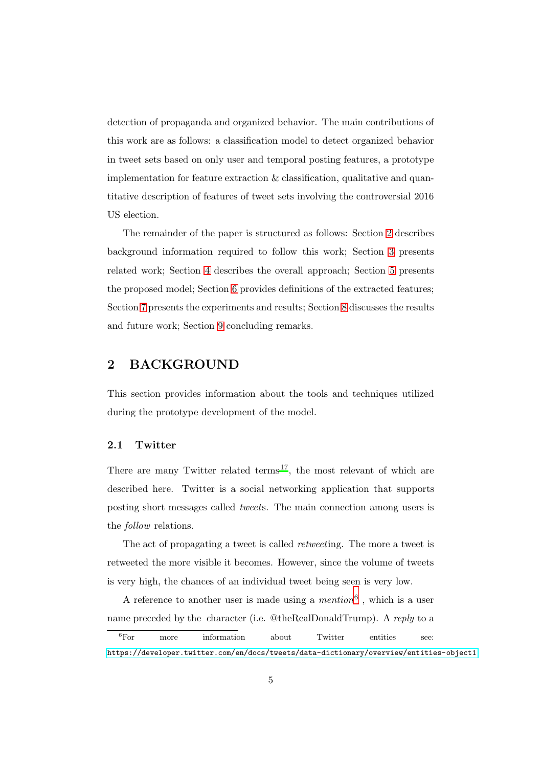detection of propaganda and organized behavior. The main contributions of this work are as follows: a classification model to detect organized behavior in tweet sets based on only user and temporal posting features, a prototype implementation for feature extraction & classification, qualitative and quantitative description of features of tweet sets involving the controversial 2016 US election.

The remainder of the paper is structured as follows: Section 2 describes background information required to follow this work; Section 3 presents related work; Section 4 describes the overall approach; Section 5 presents the proposed model; Section 6 provides definitions of the extracted features; Section 7 presents the experiments and results; Section 8 discusses the results and future work; Section 9 concluding remarks.

## 2 BACKGROUND

This section provides information about the tools and techniques utilized during the prototype development of the model.

### 2.1 Twitter

There are many Twitter related terms[17], the most relevant of which are described here. Twitter is a social networking application that supports posting short messages called *tweet*s. The main connection among users is the *follow* relations.

The act of propagating a tweet is called *retweet*ing. The more a tweet is retweeted the more visible it becomes. However, since the volume of tweets is very high, the chances of an individual tweet being seen is very low.

A reference to another user is made using a *mention*[6] , which is a user name preceded by the character (i.e. @theRealDonaldTrump). A *reply* to a

---

[6] For more information about Twitter entities see: https://developer.twitter.com/en/docs/tweets/data-dictionary/overview/entities-object1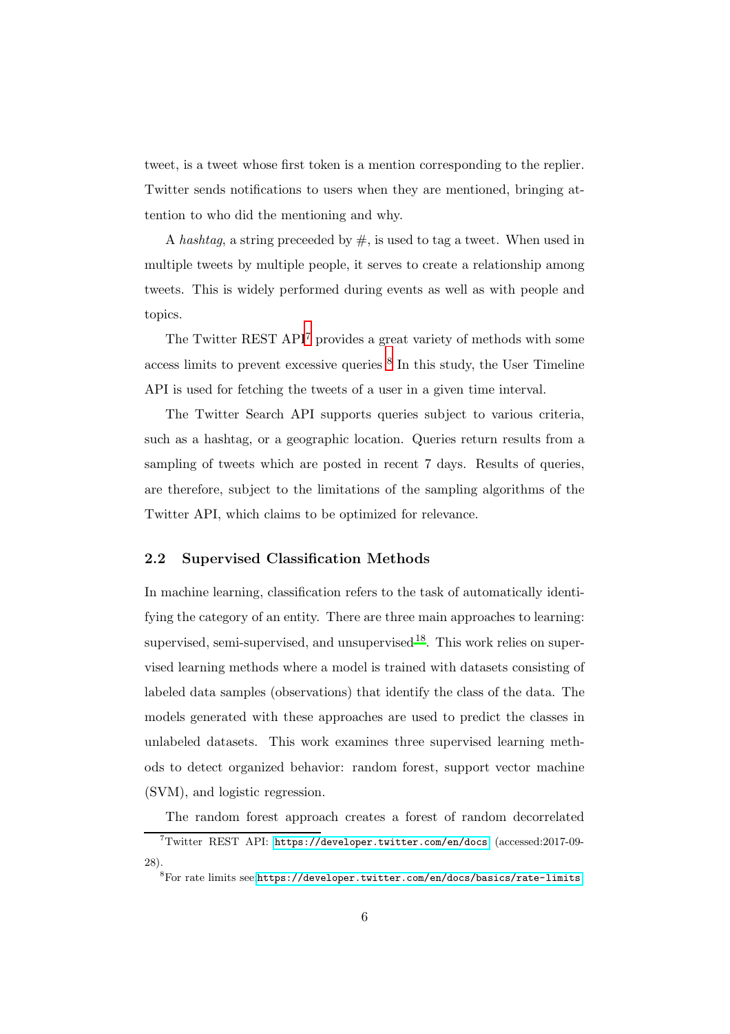tweet, is a tweet whose first token is a mention corresponding to the replier. Twitter sends notifications to users when they are mentioned, bringing attention to who did the mentioning and why.

A *hashtag*, a string preceeded by #, is used to tag a tweet. When used in multiple tweets by multiple people, it serves to create a relationship among tweets. This is widely performed during events as well as with people and topics.

The Twitter REST API[7] provides a great variety of methods with some access limits to prevent excessive queries.[8] In this study, the User Timeline API is used for fetching the tweets of a user in a given time interval.

The Twitter Search API supports queries subject to various criteria, such as a hashtag, or a geographic location. Queries return results from a sampling of tweets which are posted in recent 7 days. Results of queries, are therefore, subject to the limitations of the sampling algorithms of the Twitter API, which claims to be optimized for relevance.

### 2.2 Supervised Classification Methods

In machine learning, classification refers to the task of automatically identifying the category of an entity. There are three main approaches to learning: supervised, semi-supervised, and unsupervised[18]. This work relies on supervised learning methods where a model is trained with datasets consisting of labeled data samples (observations) that identify the class of the data. The models generated with these approaches are used to predict the classes in unlabeled datasets. This work examines three supervised learning methods to detect organized behavior: random forest, support vector machine (SVM), and logistic regression.

The random forest approach creates a forest of random decorrelated

[7] Twitter REST API: https://developer.twitter.com/en/docs (accessed:2017-09-28).

[8] For rate limits see https://developer.twitter.com/en/docs/basics/rate-limits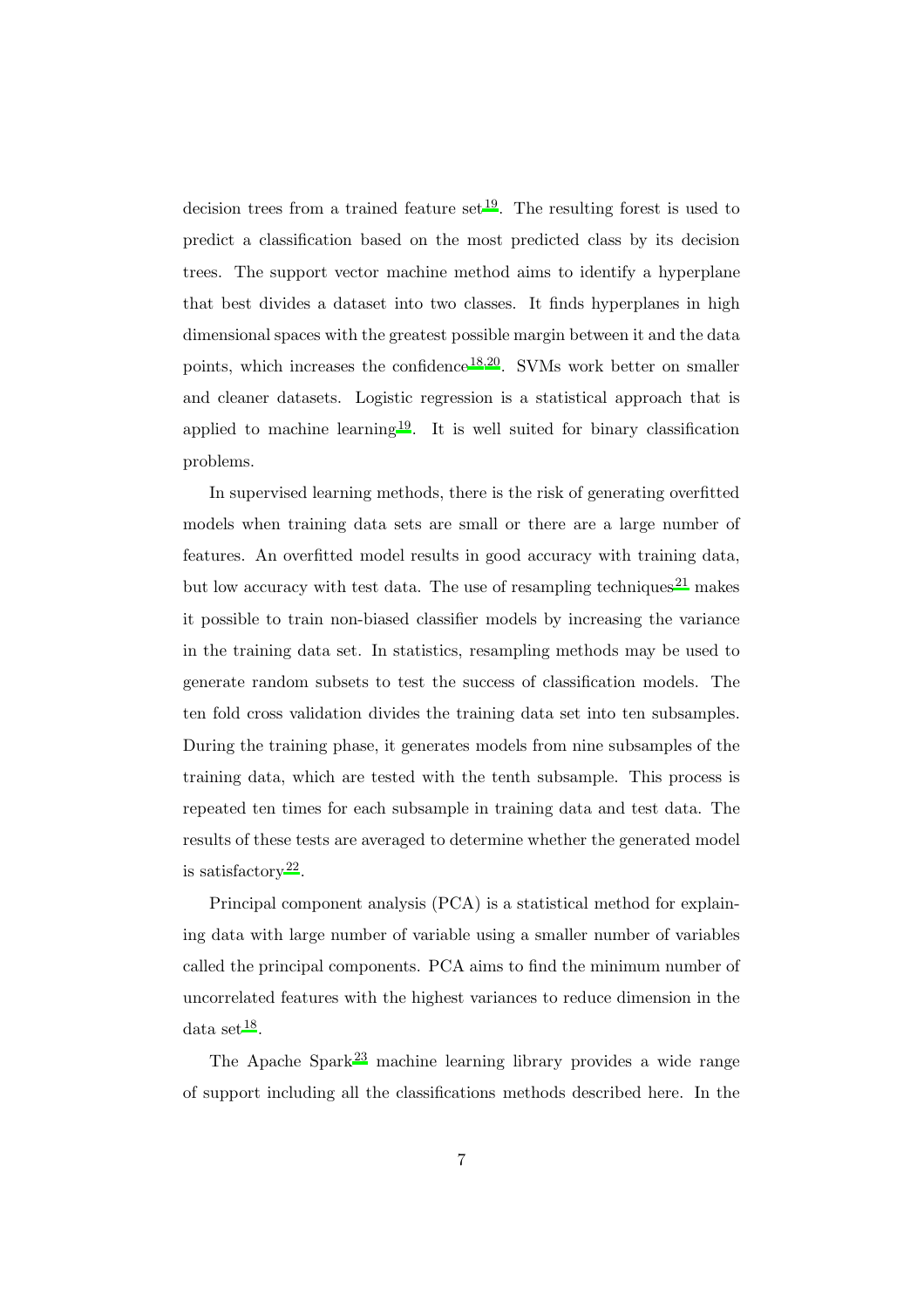decision trees from a trained feature set[19]. The resulting forest is used to predict a classification based on the most predicted class by its decision trees. The support vector machine method aims to identify a hyperplane that best divides a dataset into two classes. It finds hyperplanes in high dimensional spaces with the greatest possible margin between it and the data points, which increases the confidence[18,20]. SVMs work better on smaller and cleaner datasets. Logistic regression is a statistical approach that is applied to machine learning[19]. It is well suited for binary classification problems.

In supervised learning methods, there is the risk of generating overfitted models when training data sets are small or there are a large number of features. An overfitted model results in good accuracy with training data, but low accuracy with test data. The use of resampling techniques[21] makes it possible to train non-biased classifier models by increasing the variance in the training data set. In statistics, resampling methods may be used to generate random subsets to test the success of classification models. The ten fold cross validation divides the training data set into ten subsamples. During the training phase, it generates models from nine subsamples of the training data, which are tested with the tenth subsample. This process is repeated ten times for each subsample in training data and test data. The results of these tests are averaged to determine whether the generated model is satisfactory[22].

Principal component analysis (PCA) is a statistical method for explaining data with large number of variable using a smaller number of variables called the principal components. PCA aims to find the minimum number of uncorrelated features with the highest variances to reduce dimension in the data set[18].

The Apache Spark[23] machine learning library provides a wide range of support including all the classifications methods described here. In the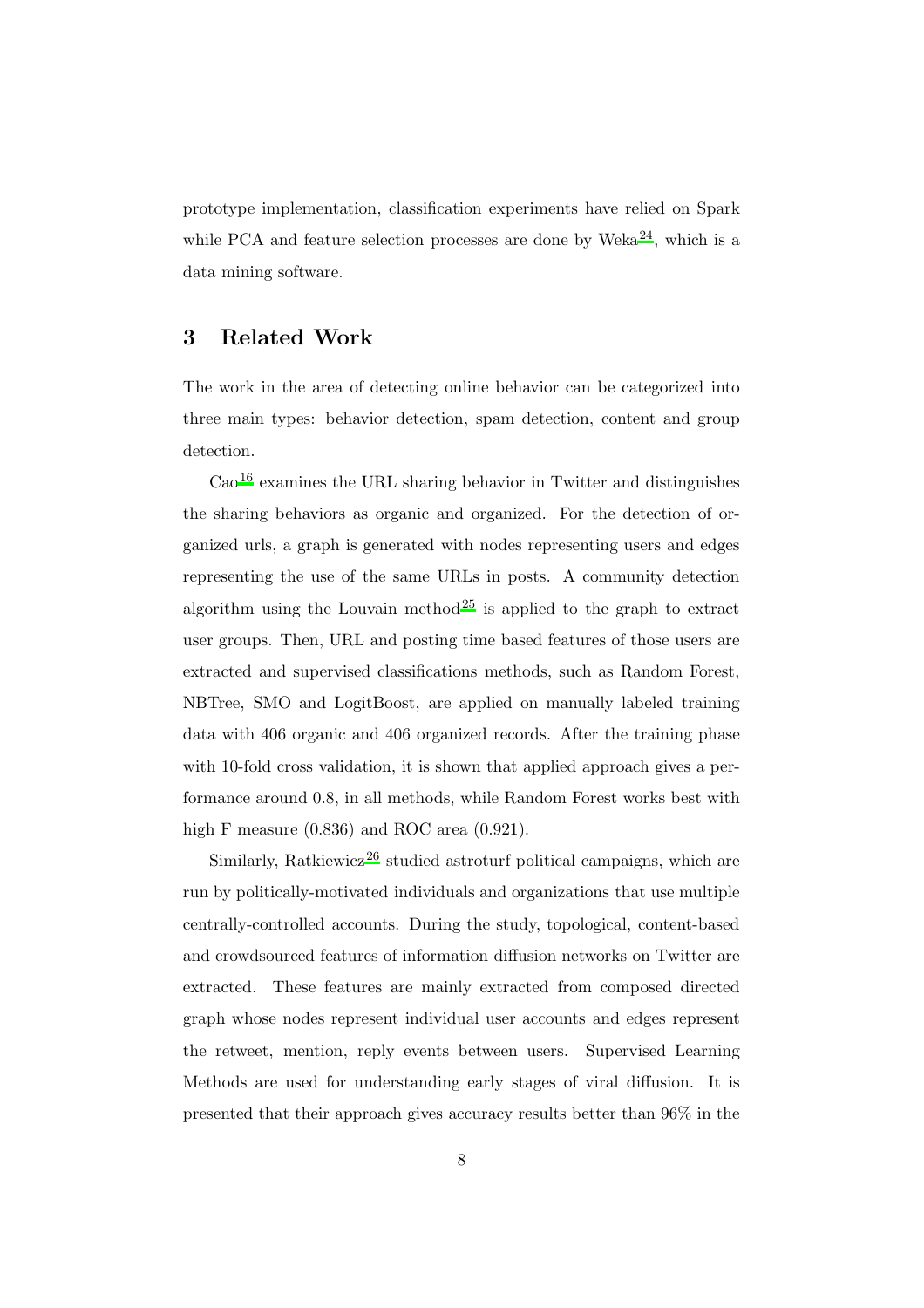prototype implementation, classification experiments have relied on Spark while PCA and feature selection processes are done by Weka[24], which is a data mining software.

## 3 Related Work

The work in the area of detecting online behavior can be categorized into three main types: behavior detection, spam detection, content and group detection.

Cao[16] examines the URL sharing behavior in Twitter and distinguishes the sharing behaviors as organic and organized. For the detection of organized urls, a graph is generated with nodes representing users and edges representing the use of the same URLs in posts. A community detection algorithm using the Louvain method[25] is applied to the graph to extract user groups. Then, URL and posting time based features of those users are extracted and supervised classifications methods, such as Random Forest, NBTree, SMO and LogitBoost, are applied on manually labeled training data with 406 organic and 406 organized records. After the training phase with 10-fold cross validation, it is shown that applied approach gives a performance around 0.8, in all methods, while Random Forest works best with high F measure (0.836) and ROC area (0.921).

Similarly, Ratkiewicz[26] studied astroturf political campaigns, which are run by politically-motivated individuals and organizations that use multiple centrally-controlled accounts. During the study, topological, content-based and crowdsourced features of information diffusion networks on Twitter are extracted. These features are mainly extracted from composed directed graph whose nodes represent individual user accounts and edges represent the retweet, mention, reply events between users. Supervised Learning Methods are used for understanding early stages of viral diffusion. It is presented that their approach gives accuracy results better than 96% in the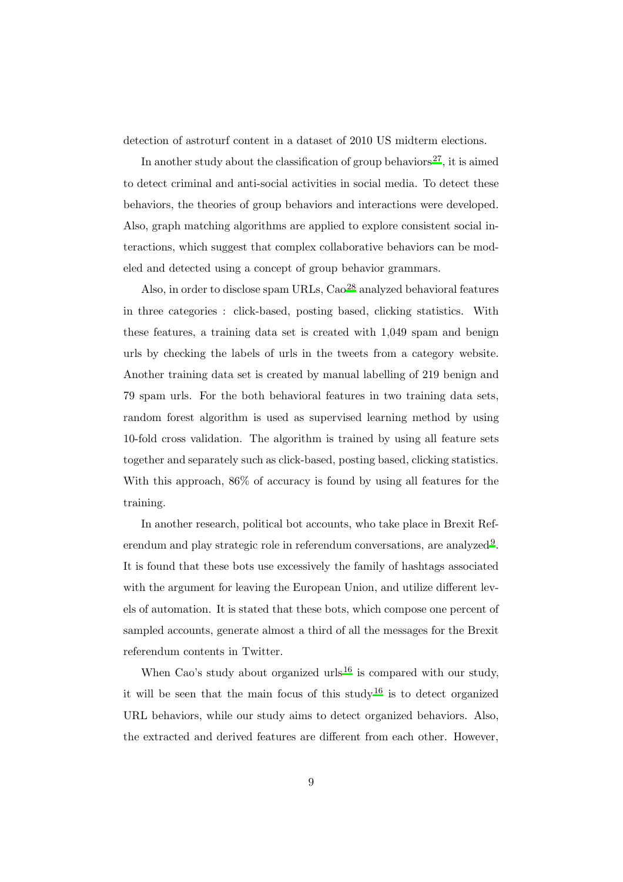detection of astroturf content in a dataset of 2010 US midterm elections.

In another study about the classification of group behaviors[27], it is aimed to detect criminal and anti-social activities in social media. To detect these behaviors, the theories of group behaviors and interactions were developed. Also, graph matching algorithms are applied to explore consistent social interactions, which suggest that complex collaborative behaviors can be modeled and detected using a concept of group behavior grammars.

Also, in order to disclose spam URLs, Cao[28] analyzed behavioral features in three categories : click-based, posting based, clicking statistics. With these features, a training data set is created with 1,049 spam and benign urls by checking the labels of urls in the tweets from a category website. Another training data set is created by manual labelling of 219 benign and 79 spam urls. For the both behavioral features in two training data sets, random forest algorithm is used as supervised learning method by using 10-fold cross validation. The algorithm is trained by using all feature sets together and separately such as click-based, posting based, clicking statistics. With this approach, 86% of accuracy is found by using all features for the training.

In another research, political bot accounts, who take place in Brexit Referendum and play strategic role in referendum conversations, are analyzed[9]. It is found that these bots use excessively the family of hashtags associated with the argument for leaving the European Union, and utilize different levels of automation. It is stated that these bots, which compose one percent of sampled accounts, generate almost a third of all the messages for the Brexit referendum contents in Twitter.

When Cao's study about organized urls[16] is compared with our study, it will be seen that the main focus of this study[16] is to detect organized URL behaviors, while our study aims to detect organized behaviors. Also, the extracted and derived features are different from each other. However,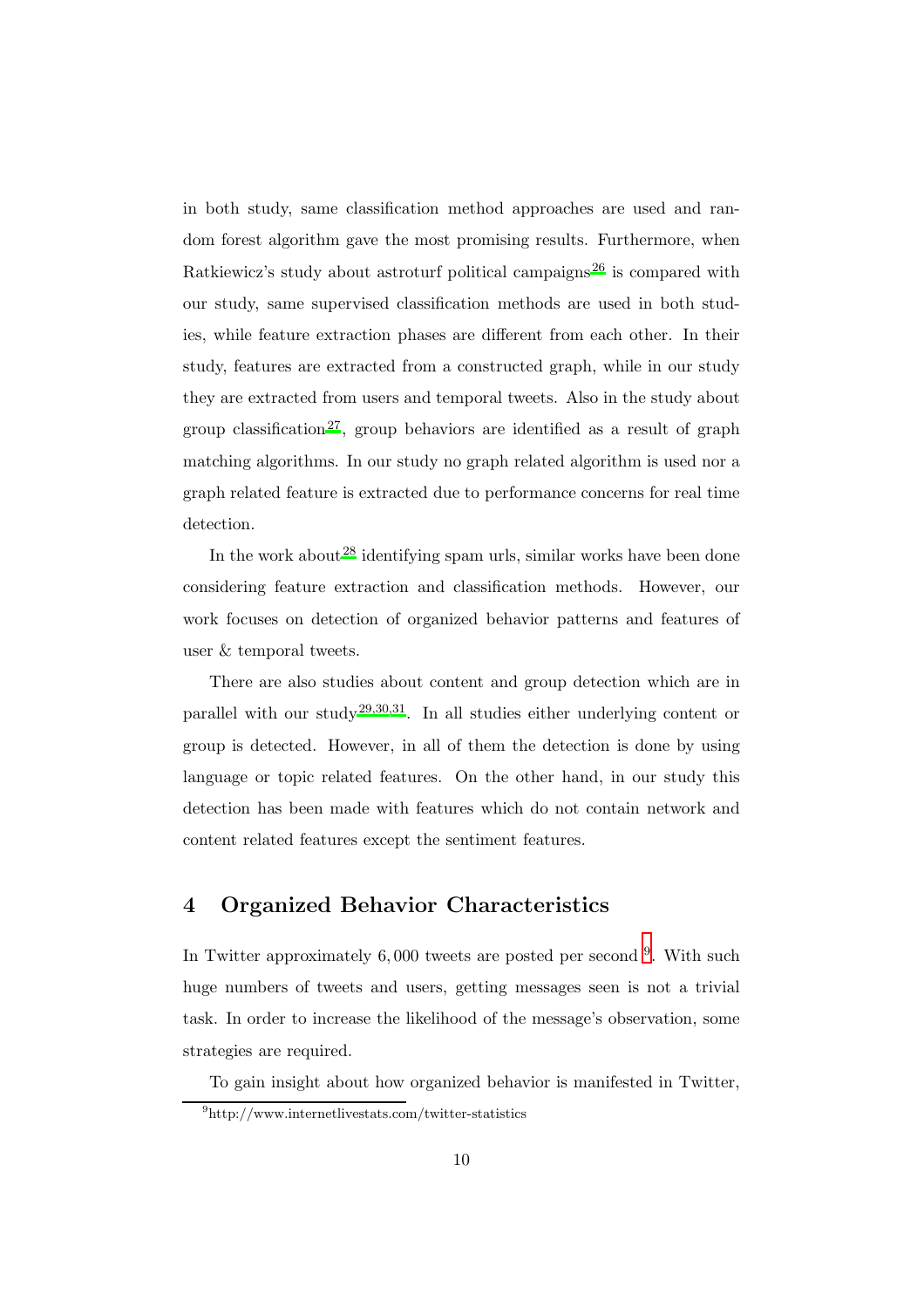in both study, same classification method approaches are used and random forest algorithm gave the most promising results. Furthermore, when Ratkiewicz's study about astroturf political campaigns[26] is compared with our study, same supervised classification methods are used in both studies, while feature extraction phases are different from each other. In their study, features are extracted from a constructed graph, while in our study they are extracted from users and temporal tweets. Also in the study about group classification[27], group behaviors are identified as a result of graph matching algorithms. In our study no graph related algorithm is used nor a graph related feature is extracted due to performance concerns for real time detection.

In the work about[28] identifying spam urls, similar works have been done considering feature extraction and classification methods. However, our work focuses on detection of organized behavior patterns and features of user & temporal tweets.

There are also studies about content and group detection which are in parallel with our study[29,30,31]. In all studies either underlying content or group is detected. However, in all of them the detection is done by using language or topic related features. On the other hand, in our study this detection has been made with features which do not contain network and content related features except the sentiment features.

## 4 Organized Behavior Characteristics

In Twitter approximately 6,000 tweets are posted per second [9]. With such huge numbers of tweets and users, getting messages seen is not a trivial task. In order to increase the likelihood of the message's observation, some strategies are required.

To gain insight about how organized behavior is manifested in Twitter,

[9] http://www.internetlivestats.com/twitter-statistics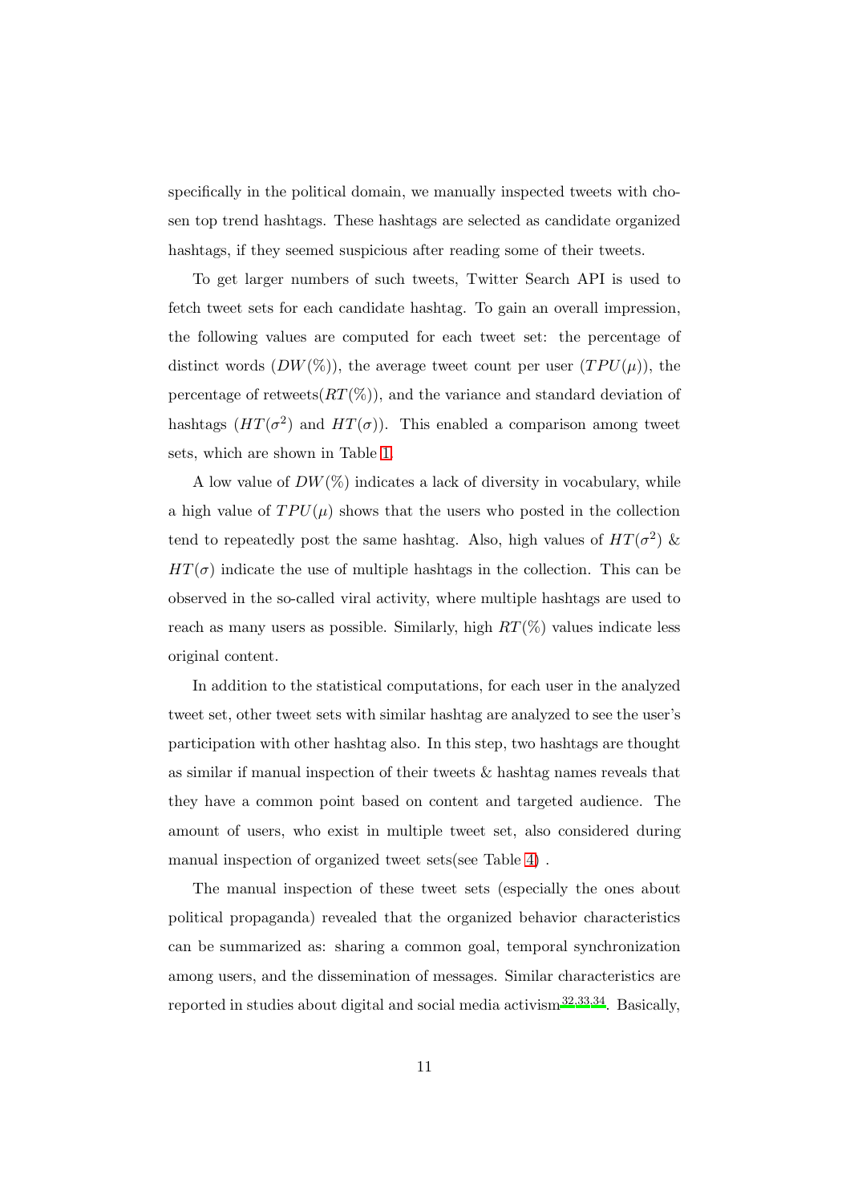specifically in the political domain, we manually inspected tweets with chosen top trend hashtags. These hashtags are selected as candidate organized hashtags, if they seemed suspicious after reading some of their tweets.

To get larger numbers of such tweets, Twitter Search API is used to fetch tweet sets for each candidate hashtag. To gain an overall impression, the following values are computed for each tweet set: the percentage of distinct words ($DW(\%)$), the average tweet count per user ($TPU(\mu)$), the percentage of retweets($RT(\%)$), and the variance and standard deviation of hashtags ($HT(\sigma^2)$ and $HT(\sigma)$). This enabled a comparison among tweet sets, which are shown in Table 1.

A low value of $DW(\%)$ indicates a lack of diversity in vocabulary, while a high value of $TPU(\mu)$ shows that the users who posted in the collection tend to repeatedly post the same hashtag. Also, high values of $HT(\sigma^2)$ & $HT(\sigma)$ indicate the use of multiple hashtags in the collection. This can be observed in the so-called viral activity, where multiple hashtags are used to reach as many users as possible. Similarly, high $RT(\%)$ values indicate less original content.

In addition to the statistical computations, for each user in the analyzed tweet set, other tweet sets with similar hashtag are analyzed to see the user's participation with other hashtag also. In this step, two hashtags are thought as similar if manual inspection of their tweets & hashtag names reveals that they have a common point based on content and targeted audience. The amount of users, who exist in multiple tweet set, also considered during manual inspection of organized tweet sets(see Table 4) .

The manual inspection of these tweet sets (especially the ones about political propaganda) revealed that the organized behavior characteristics can be summarized as: sharing a common goal, temporal synchronization among users, and the dissemination of messages. Similar characteristics are reported in studies about digital and social media activism[32,33,34]. Basically,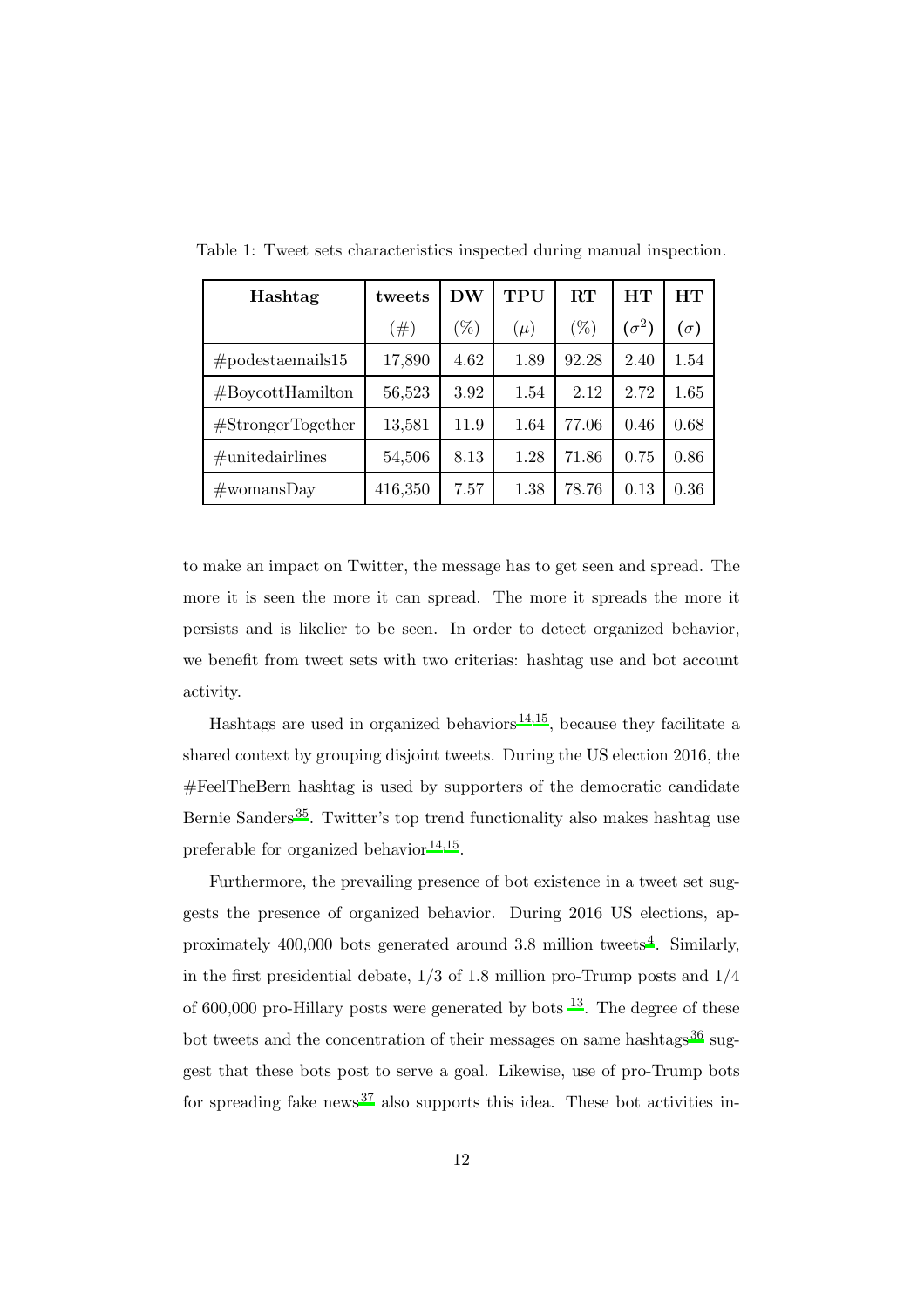Table 1: Tweet sets characteristics inspected during manual inspection.

| Hashtag | tweets | DW | TPU | RT | HT | HT |
|---|---|---|---|---|---|---|
| | (#) | (%) | ($\mu$) | (%) | ($\sigma^2$) | ($\sigma$) |
| #podestaemails15 | 17,890 | 4.62 | 1.89 | 92.28 | 2.40 | 1.54 |
| #BoycottHamilton | 56,523 | 3.92 | 1.54 | 2.12 | 2.72 | 1.65 |
| #StrongerTogether | 13,581 | 11.9 | 1.64 | 77.06 | 0.46 | 0.68 |
| #unitedairlines | 54,506 | 8.13 | 1.28 | 71.86 | 0.75 | 0.86 |
| #womansDay | 416,350 | 7.57 | 1.38 | 78.76 | 0.13 | 0.36 |

to make an impact on Twitter, the message has to get seen and spread. The more it is seen the more it can spread. The more it spreads the more it persists and is likelier to be seen. In order to detect organized behavior, we benefit from tweet sets with two criterias: hashtag use and bot account activity.

Hashtags are used in organized behaviors[14,15], because they facilitate a shared context by grouping disjoint tweets. During the US election 2016, the #FeelTheBern hashtag is used by supporters of the democratic candidate Bernie Sanders[35]. Twitter's top trend functionality also makes hashtag use preferable for organized behavior[14,15].

Furthermore, the prevailing presence of bot existence in a tweet set suggests the presence of organized behavior. During 2016 US elections, approximately 400,000 bots generated around 3.8 million tweets[4]. Similarly, in the first presidential debate, 1/3 of 1.8 million pro-Trump posts and 1/4 of 600,000 pro-Hillary posts were generated by bots [13]. The degree of these bot tweets and the concentration of their messages on same hashtags[36] suggest that these bots post to serve a goal. Likewise, use of pro-Trump bots for spreading fake news[37] also supports this idea. These bot activities in-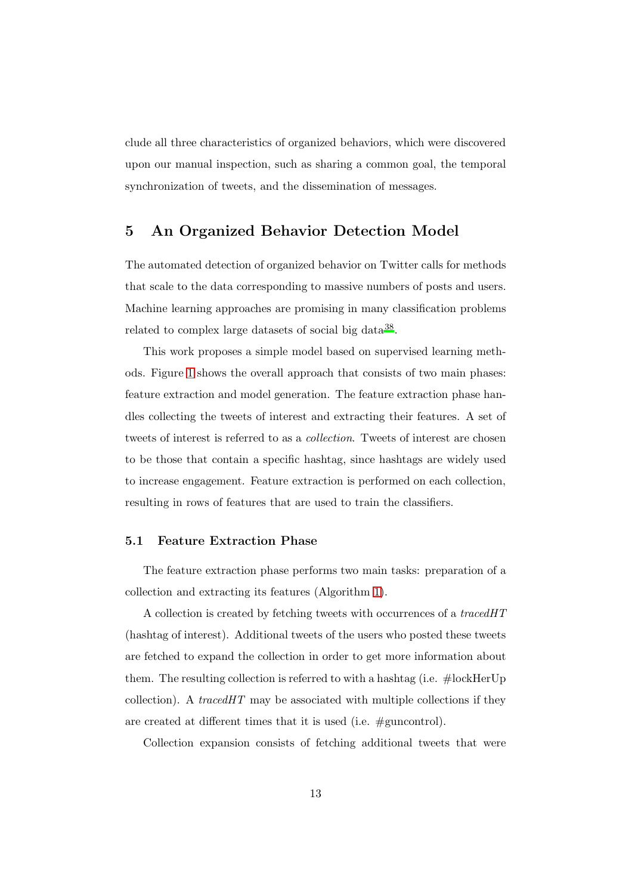clude all three characteristics of organized behaviors, which were discovered upon our manual inspection, such as sharing a common goal, the temporal synchronization of tweets, and the dissemination of messages.

## 5 An Organized Behavior Detection Model

The automated detection of organized behavior on Twitter calls for methods that scale to the data corresponding to massive numbers of posts and users. Machine learning approaches are promising in many classification problems related to complex large datasets of social big data[38].

This work proposes a simple model based on supervised learning methods. Figure 1 shows the overall approach that consists of two main phases: feature extraction and model generation. The feature extraction phase handles collecting the tweets of interest and extracting their features. A set of tweets of interest is referred to as a *collection*. Tweets of interest are chosen to be those that contain a specific hashtag, since hashtags are widely used to increase engagement. Feature extraction is performed on each collection, resulting in rows of features that are used to train the classifiers.

### 5.1 Feature Extraction Phase

The feature extraction phase performs two main tasks: preparation of a collection and extracting its features (Algorithm 1).

A collection is created by fetching tweets with occurrences of a *tracedHT* (hashtag of interest). Additional tweets of the users who posted these tweets are fetched to expand the collection in order to get more information about them. The resulting collection is referred to with a hashtag (i.e. #lockHerUp collection). A *tracedHT* may be associated with multiple collections if they are created at different times that it is used (i.e. #guncontrol).

Collection expansion consists of fetching additional tweets that were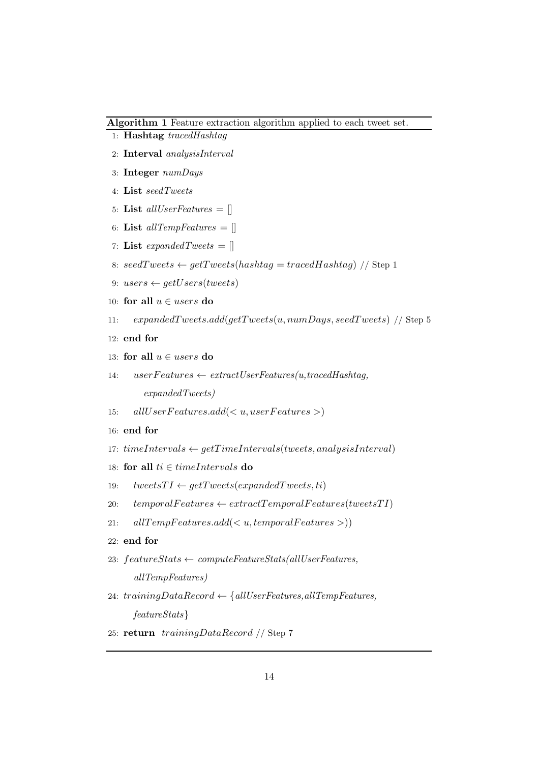**Algorithm 1** Feature extraction algorithm applied to each tweet set.

```
1: Hashtag tracedHashtag
2: Interval analysisInterval
3: Integer numDays
4: List seedTweets
5: List allUserFeatures = []
6: List allTempFeatures = []
7: List expandedTweets = []
8: seedTweets ← getTweets(hashtag = tracedHashtag) // Step 1
9: users ← getUsers(tweets)
10: for all u ∈ users do
11:     expandedTweets.add(getTweets(u, numDays, seedTweets) // Step 5
12: end for
13: for all u ∈ users do
14:     userFeatures ← extractUserFeatures(u,tracedHashtag,
            expandedTweets)
15:     allUserFeatures.add(< u, userFeatures >)
16: end for
17: timeIntervals ← getTimeIntervals(tweets, analysisInterval)
18: for all ti ∈ timeIntervals do
19:     tweetsTI ← getTweets(expandedTweets, ti)
20:     temporalFeatures ← extractTemporalFeatures(tweetsTI)
21:     allTempFeatures.add(< u, temporalFeatures >))
22: end for
23: featureStats ← computeFeatureStats(allUserFeatures,
        allTempFeatures)
24: trainingDataRecord ← {allUserFeatures,allTempFeatures,
        featureStats}
25: return  trainingDataRecord // Step 7
```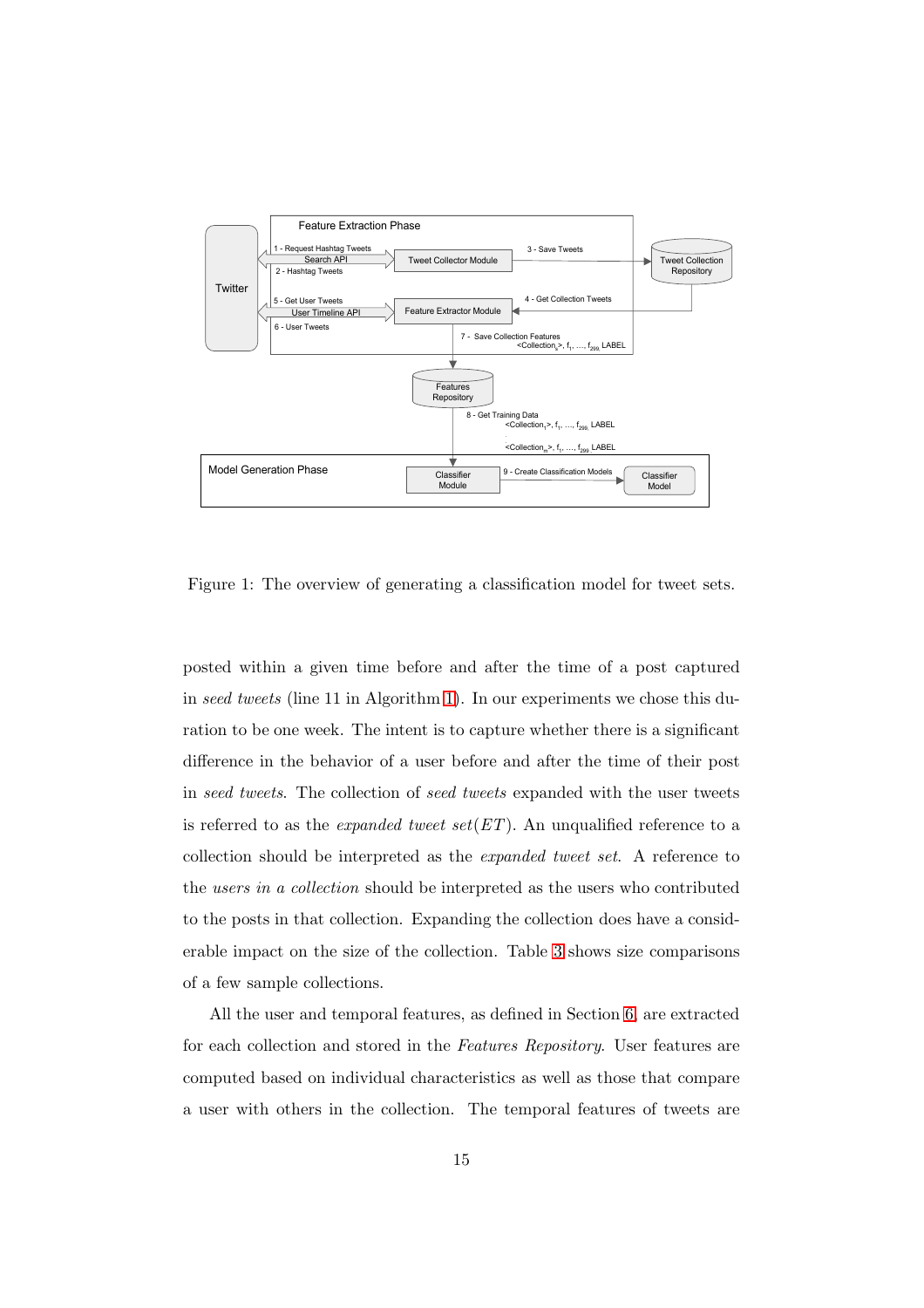Figure 1: The overview of generating a classification model for tweet sets.

posted within a given time before and after the time of a post captured in *seed tweets* (line 11 in Algorithm 1). In our experiments we chose this duration to be one week. The intent is to capture whether there is a significant difference in the behavior of a user before and after the time of their post in *seed tweets*. The collection of *seed tweets* expanded with the user tweets is referred to as the *expanded tweet set*($ET$). An unqualified reference to a collection should be interpreted as the *expanded tweet set*. A reference to the *users in a collection* should be interpreted as the users who contributed to the posts in that collection. Expanding the collection does have a considerable impact on the size of the collection. Table 3 shows size comparisons of a few sample collections.

All the user and temporal features, as defined in Section 6, are extracted for each collection and stored in the *Features Repository*. User features are computed based on individual characteristics as well as those that compare a user with others in the collection. The temporal features of tweets are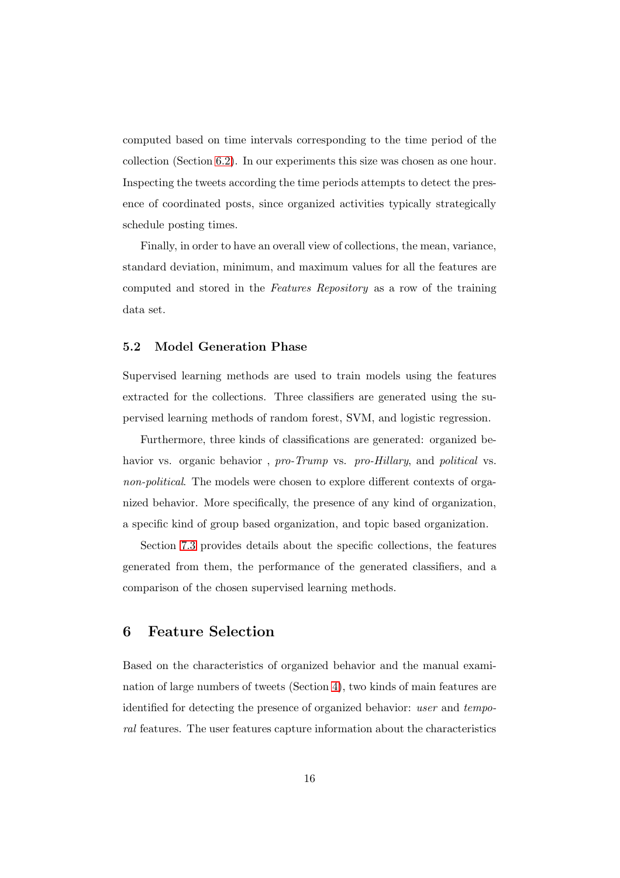computed based on time intervals corresponding to the time period of the collection (Section 6.2). In our experiments this size was chosen as one hour. Inspecting the tweets according the time periods attempts to detect the presence of coordinated posts, since organized activities typically strategically schedule posting times.

Finally, in order to have an overall view of collections, the mean, variance, standard deviation, minimum, and maximum values for all the features are computed and stored in the *Features Repository* as a row of the training data set.

### 5.2 Model Generation Phase

Supervised learning methods are used to train models using the features extracted for the collections. Three classifiers are generated using the supervised learning methods of random forest, SVM, and logistic regression.

Furthermore, three kinds of classifications are generated: organized behavior vs. organic behavior , *pro-Trump* vs. *pro-Hillary*, and *political* vs. *non-political*. The models were chosen to explore different contexts of organized behavior. More specifically, the presence of any kind of organization, a specific kind of group based organization, and topic based organization.

Section 7.3 provides details about the specific collections, the features generated from them, the performance of the generated classifiers, and a comparison of the chosen supervised learning methods.

## 6 Feature Selection

Based on the characteristics of organized behavior and the manual examination of large numbers of tweets (Section 4), two kinds of main features are identified for detecting the presence of organized behavior: *user* and *temporal* features. The user features capture information about the characteristics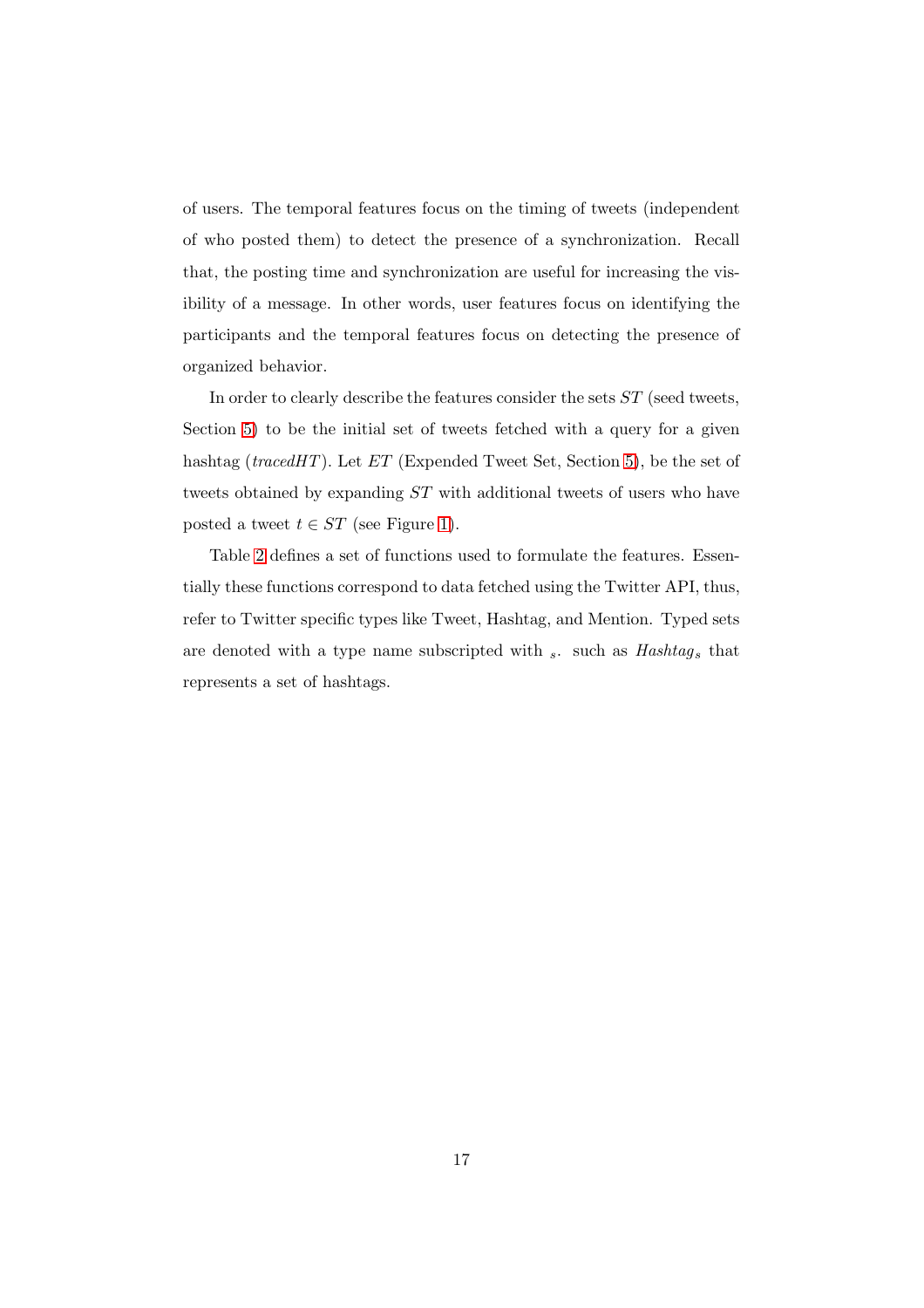of users. The temporal features focus on the timing of tweets (independent of who posted them) to detect the presence of a synchronization. Recall that, the posting time and synchronization are useful for increasing the visibility of a message. In other words, user features focus on identifying the participants and the temporal features focus on detecting the presence of organized behavior.

In order to clearly describe the features consider the sets $ST$ (seed tweets, Section 5) to be the initial set of tweets fetched with a query for a given hashtag ($tracedHT$). Let $ET$ (Expended Tweet Set, Section 5), be the set of tweets obtained by expanding $ST$ with additional tweets of users who have posted a tweet $t \in ST$ (see Figure 1).

Table 2 defines a set of functions used to formulate the features. Essentially these functions correspond to data fetched using the Twitter API, thus, refer to Twitter specific types like Tweet, Hashtag, and Mention. Typed sets are denoted with a type name subscripted with $_s$. such as $Hashtag_s$ that represents a set of hashtags.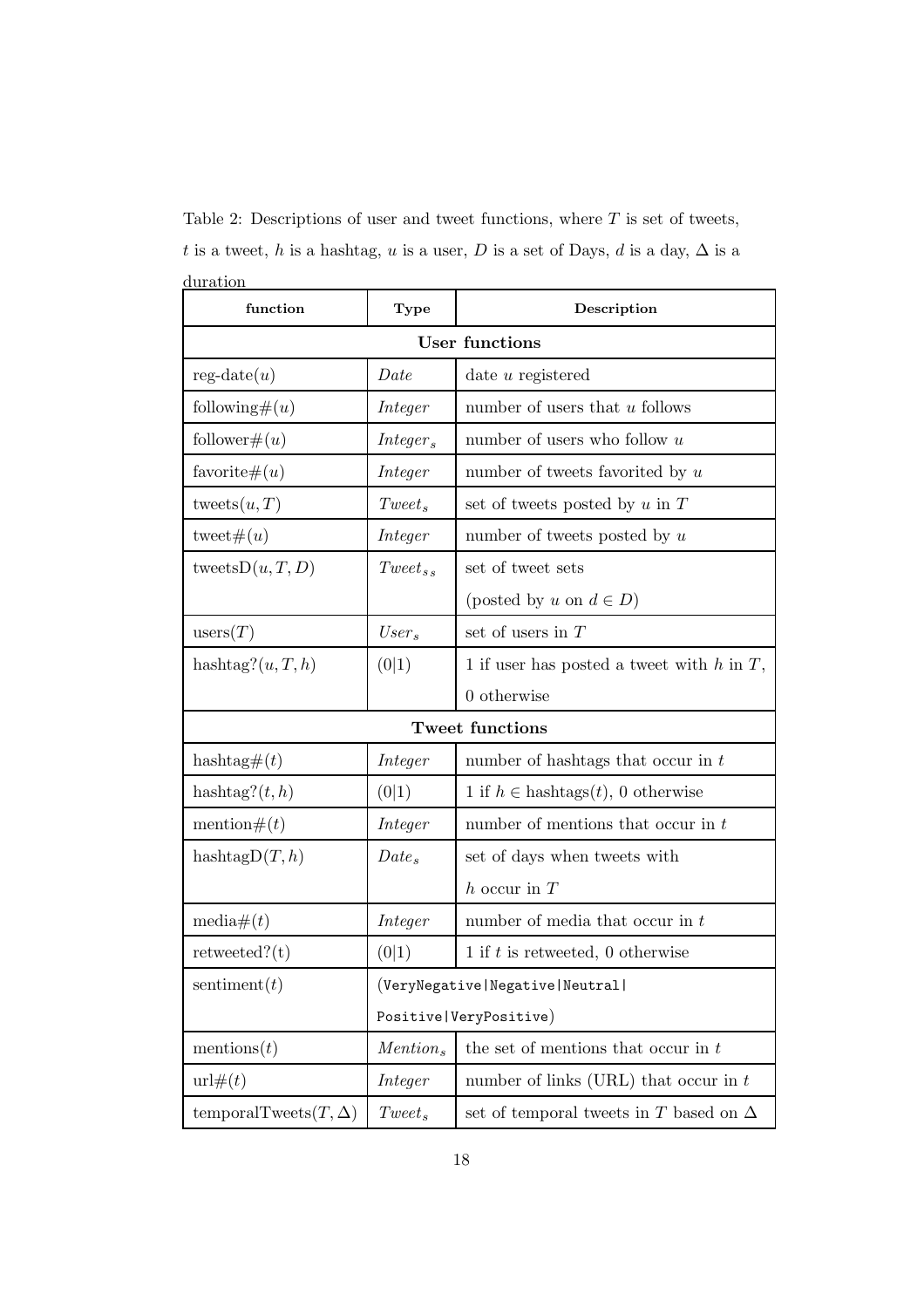Table 2: Descriptions of user and tweet functions, where $T$ is set of tweets, $t$ is a tweet, $h$ is a hashtag, $u$ is a user, $D$ is a set of Days, $d$ is a day, $\Delta$ is a duration

| function | Type | Description |
|---|---|---|
| **User functions** | | |
| reg-date($u$) | *Date* | date $u$ registered |
| following#($u$) | *Integer* | number of users that $u$ follows |
| follower#($u$) | $Integer_s$ | number of users who follow $u$ |
| favorite#($u$) | *Integer* | number of tweets favorited by $u$ |
| tweets($u, T$) | $Tweet_s$ | set of tweets posted by $u$ in $T$ |
| tweet#($u$) | *Integer* | number of tweets posted by $u$ |
| tweetsD($u, T, D$) | $Tweet_{s_s}$ | set of tweet sets (posted by $u$ on $d \in D$) |
| users($T$) | $User_s$ | set of users in $T$ |
| hashtag?($u, T, h$) | (0\|1) | 1 if user has posted a tweet with $h$ in $T$, 0 otherwise |
| **Tweet functions** | | |
| hashtag#($t$) | *Integer* | number of hashtags that occur in $t$ |
| hashtag?($t, h$) | (0\|1) | 1 if $h \in$ hashtags($t$), 0 otherwise |
| mention#($t$) | *Integer* | number of mentions that occur in $t$ |
| hashtagD($T, h$) | $Date_s$ | set of days when tweets with $h$ occur in $T$ |
| media#($t$) | *Integer* | number of media that occur in $t$ |
| retweeted?(t) | (0\|1) | 1 if $t$ is retweeted, 0 otherwise |
| sentiment($t$) | (VeryNegative\|Negative\|Neutral\|Positive\|VeryPositive) | |
| mentions($t$) | $Mention_s$ | the set of mentions that occur in $t$ |
| url#($t$) | *Integer* | number of links (URL) that occur in $t$ |
| temporalTweets($T, \Delta$) | $Tweet_s$ | set of temporal tweets in $T$ based on $\Delta$ |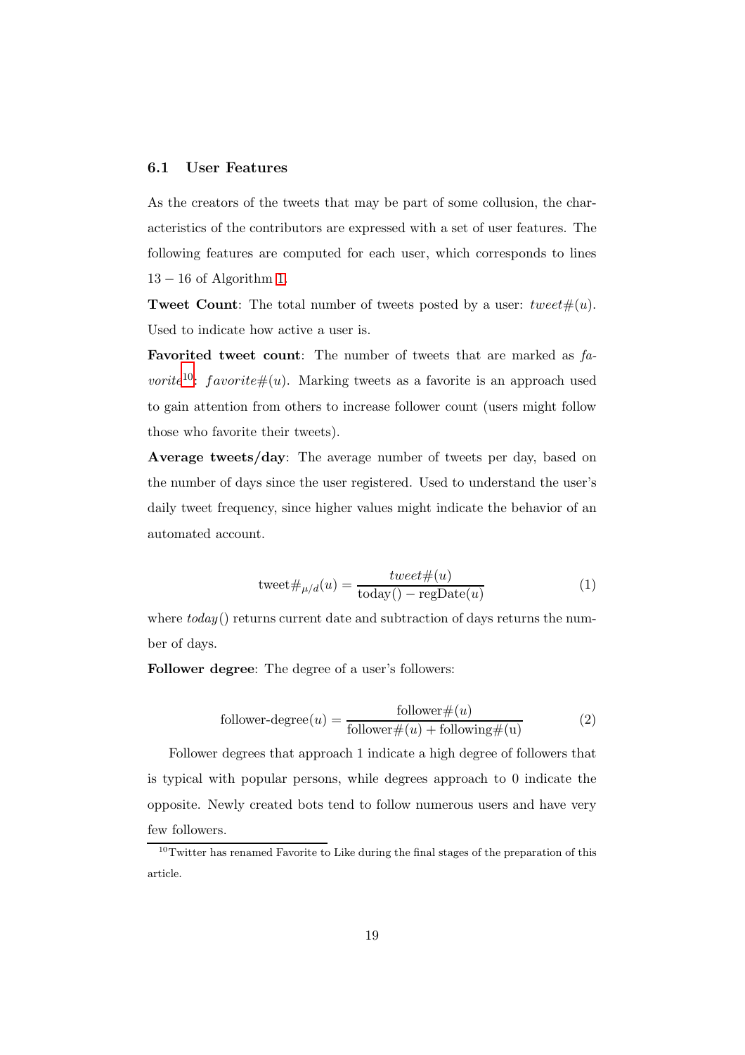### 6.1 User Features

As the creators of the tweets that may be part of some collusion, the characteristics of the contributors are expressed with a set of user features. The following features are computed for each user, which corresponds to lines 13 – 16 of Algorithm 1.

**Tweet Count**: The total number of tweets posted by a user: $tweet\#(u)$. Used to indicate how active a user is.

**Favorited tweet count**: The number of tweets that are marked as *favorite*[10]: $favorite\#(u)$. Marking tweets as a favorite is an approach used to gain attention from others to increase follower count (users might follow those who favorite their tweets).

**Average tweets/day**: The average number of tweets per day, based on the number of days since the user registered. Used to understand the user's daily tweet frequency, since higher values might indicate the behavior of an automated account.

$$\text{tweet}\#_{\mu/d}(u) = \frac{tweet\#(u)}{\text{today}() - \text{regDate}(u)} \tag{1}$$

where *today*() returns current date and subtraction of days returns the number of days.

**Follower degree**: The degree of a user's followers:

$$\text{follower-degree}(u) = \frac{\text{follower}\#(u)}{\text{follower}\#(u) + \text{following}\#(\text{u})} \tag{2}$$

Follower degrees that approach 1 indicate a high degree of followers that is typical with popular persons, while degrees approach to 0 indicate the opposite. Newly created bots tend to follow numerous users and have very few followers.

[10] Twitter has renamed Favorite to Like during the final stages of the preparation of this article.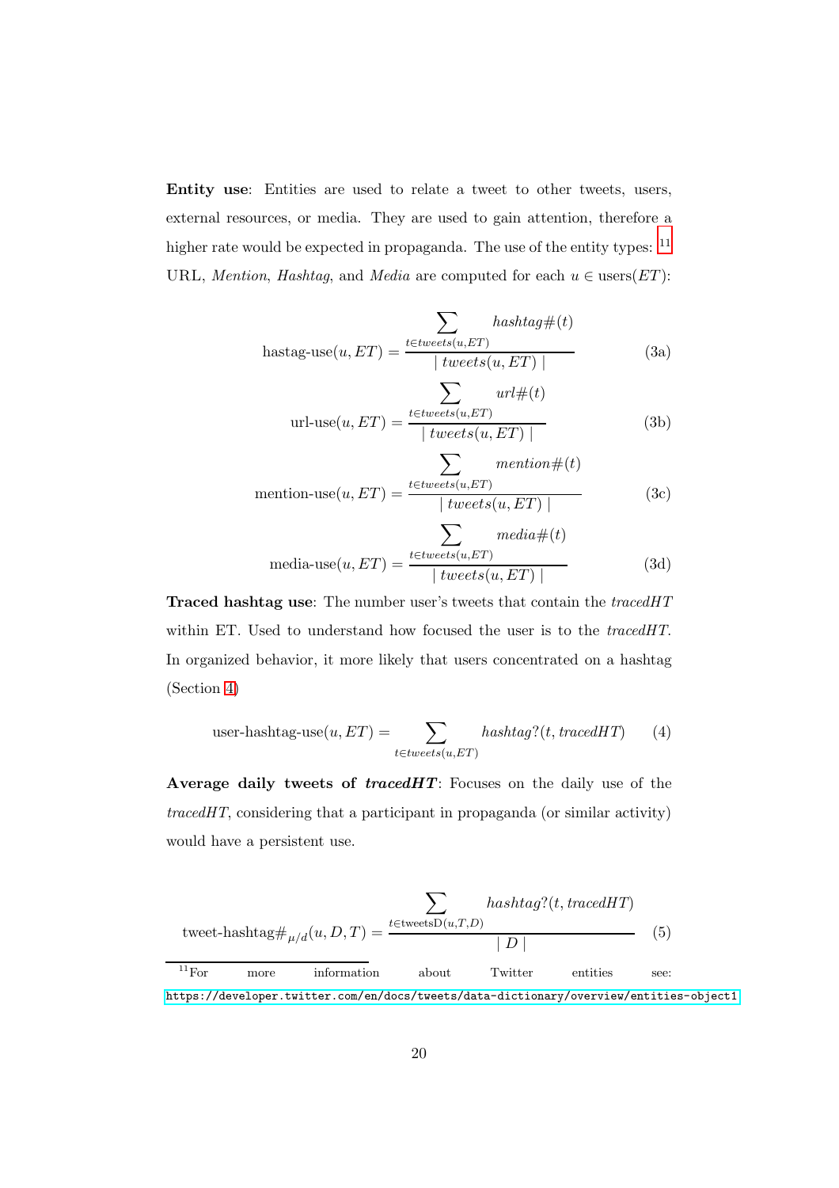**Entity use**: Entities are used to relate a tweet to other tweets, users, external resources, or media. They are used to gain attention, therefore a higher rate would be expected in propaganda. The use of the entity types: [11] URL, *Mention*, *Hashtag*, and *Media* are computed for each $u \in \text{users}(ET)$:

$$\text{hastag-use}(u, ET) = \frac{\sum_{t \in tweets(u,ET)} hashtag\#(t)}{\mid tweets(u, ET) \mid} \tag{3a}$$

$$\text{url-use}(u, ET) = \frac{\sum_{t \in tweets(u,ET)} url\#(t)}{\mid tweets(u, ET) \mid} \tag{3b}$$

$$\text{mention-use}(u, ET) = \frac{\sum_{t \in tweets(u,ET)} mention\#(t)}{\mid tweets(u, ET) \mid} \tag{3c}$$

$$\text{media-use}(u, ET) = \frac{\sum_{t \in tweets(u,ET)} media\#(t)}{\mid tweets(u, ET) \mid} \tag{3d}$$

**Traced hashtag use**: The number user's tweets that contain the *tracedHT* within ET. Used to understand how focused the user is to the *tracedHT*. In organized behavior, it more likely that users concentrated on a hashtag (Section 4)

$$\text{user-hashtag-use}(u, ET) = \sum_{t \in tweets(u,ET)} hashtag?(t, tracedHT) \tag{4}$$

**Average daily tweets of *tracedHT***: Focuses on the daily use of the *tracedHT*, considering that a participant in propaganda (or similar activity) would have a persistent use.

$$\text{tweet-hashtag}\#_{\mu/d}(u, D, T) = \frac{\sum_{t \in \text{tweetsD}(u,T,D)} hashtag?(t, tracedHT)}{\mid D \mid} \tag{5}$$

[11] For more information about Twitter entities see: https://developer.twitter.com/en/docs/tweets/data-dictionary/overview/entities-object1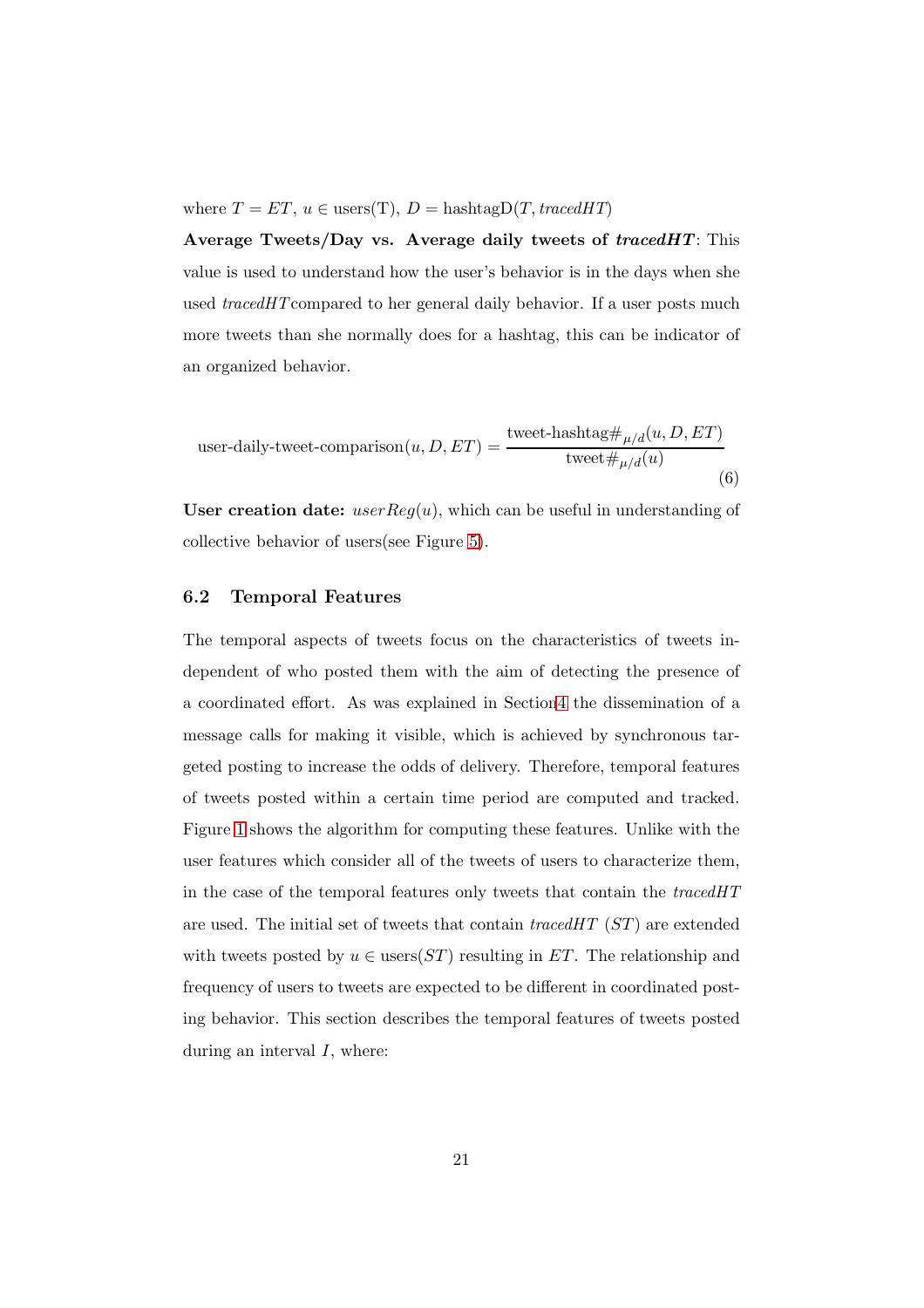where $T = ET$, $u \in \text{users(T)}$, $D = \text{hashtagD}(T, \textit{tracedHT})$

**Average Tweets/Day vs. Average daily tweets of *tracedHT***: This value is used to understand how the user's behavior is in the days when she used *tracedHT* compared to her general daily behavior. If a user posts much more tweets than she normally does for a hashtag, this can be indicator of an organized behavior.

$$\text{user-daily-tweet-comparison}(u, D, ET) = \frac{\text{tweet-hashtag}\#_{\mu/d}(u, D, ET)}{\text{tweet}\#_{\mu/d}(u)} \tag{6}$$

**User creation date:** $userReg(u)$, which can be useful in understanding of collective behavior of users(see Figure 5).

### 6.2 Temporal Features

The temporal aspects of tweets focus on the characteristics of tweets independent of who posted them with the aim of detecting the presence of a coordinated effort. As was explained in Section 4 the dissemination of a message calls for making it visible, which is achieved by synchronous targeted posting to increase the odds of delivery. Therefore, temporal features of tweets posted within a certain time period are computed and tracked. Figure 1 shows the algorithm for computing these features. Unlike with the user features which consider all of the tweets of users to characterize them, in the case of the temporal features only tweets that contain the *tracedHT* are used. The initial set of tweets that contain *tracedHT* ($ST$) are extended with tweets posted by $u \in \text{users}(ST)$ resulting in $ET$. The relationship and frequency of users to tweets are expected to be different in coordinated posting behavior. This section describes the temporal features of tweets posted during an interval $I$, where: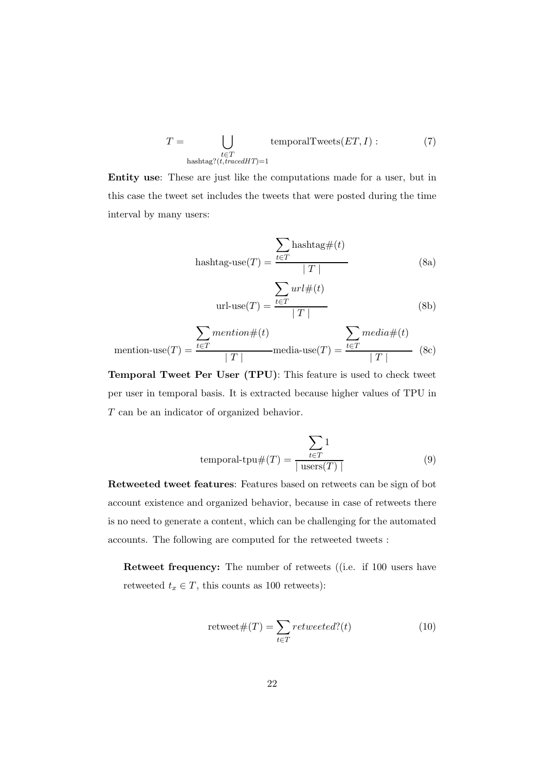$$T = \bigcup_{\substack{t \in T \\ \text{hashtag?}(t, tracedHT)=1}} \text{temporalTweets}(ET, I) : \tag{7}$$

**Entity use**: These are just like the computations made for a user, but in this case the tweet set includes the tweets that were posted during the time interval by many users:

$$\text{hashtag-use}(T) = \frac{\sum_{t \in T} \text{hashtag}\#(t)}{\mid T \mid} \tag{8a}$$

$$\text{url-use}(T) = \frac{\sum_{t \in T} url\#(t)}{\mid T \mid} \tag{8b}$$

$$\text{mention-use}(T) = \frac{\sum_{t \in T} mention\#(t)}{\mid T \mid} \text{media-use}(T) = \frac{\sum_{t \in T} media\#(t)}{\mid T \mid} \tag{8c}$$

**Temporal Tweet Per User (TPU)**: This feature is used to check tweet per user in temporal basis. It is extracted because higher values of TPU in $T$ can be an indicator of organized behavior.

$$\text{temporal-tpu}\#(T) = \frac{\sum_{t \in T} 1}{\mid \text{users}(T) \mid} \tag{9}$$

**Retweeted tweet features**: Features based on retweets can be sign of bot account existence and organized behavior, because in case of retweets there is no need to generate a content, which can be challenging for the automated accounts. The following are computed for the retweeted tweets :

**Retweet frequency:** The number of retweets ((i.e. if 100 users have retweeted $t_x \in T$, this counts as 100 retweets):

$$\text{retweet}\#(T) = \sum_{t \in T} retweeted?(t) \tag{10}$$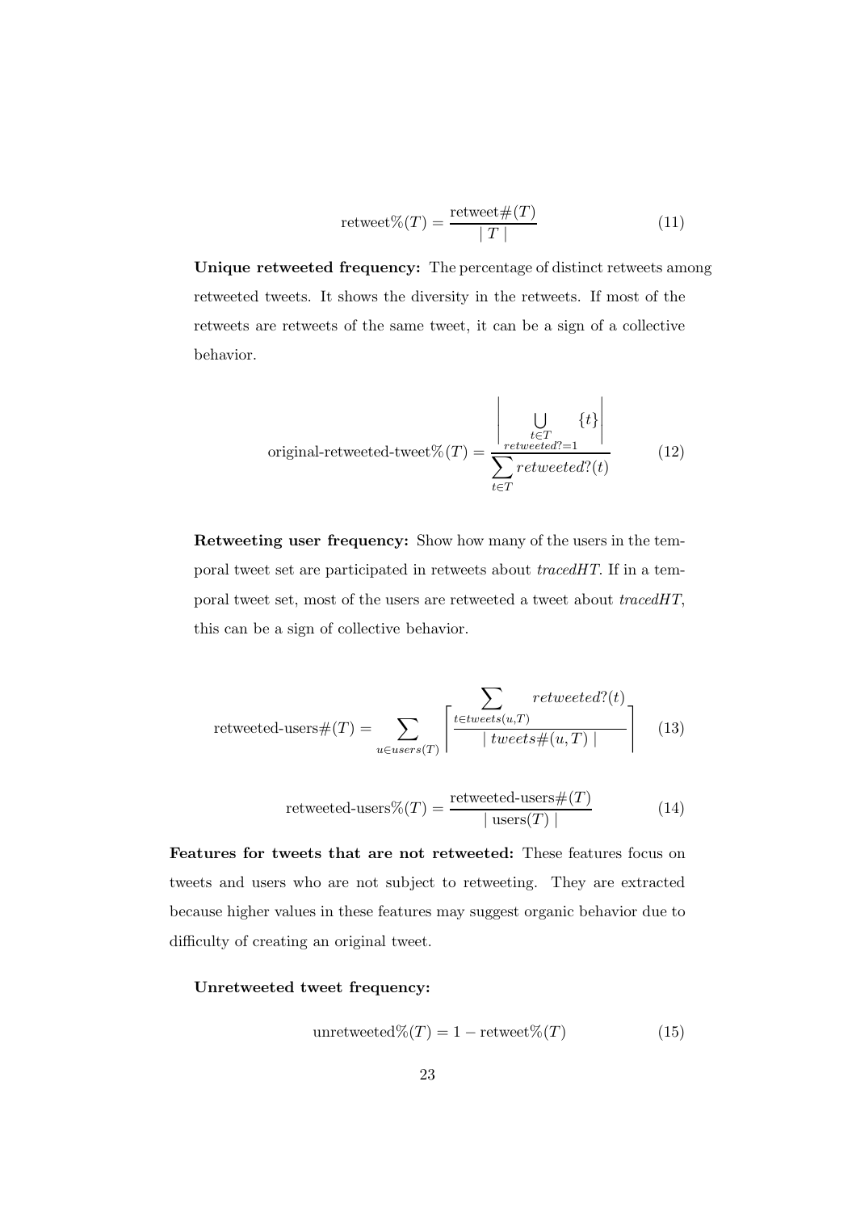$$\text{retweet\%}(T) = \frac{\text{retweet\#}(T)}{\mid T \mid} \tag{11}$$

**Unique retweeted frequency:** The percentage of distinct retweets among retweeted tweets. It shows the diversity in the retweets. If most of the retweets are retweets of the same tweet, it can be a sign of a collective behavior.

$$\text{original-retweeted-tweet\%}(T) = \frac{\left| \bigcup_{\substack{t \in T \\ retweeted?=1}} \{t\} \right|}{\sum_{t \in T} retweeted?(t)} \tag{12}$$

**Retweeting user frequency:** Show how many of the users in the temporal tweet set are participated in retweets about *tracedHT*. If in a temporal tweet set, most of the users are retweeted a tweet about *tracedHT*, this can be a sign of collective behavior.

$$\text{retweeted-users\#}(T) = \sum_{u \in users(T)} \left\lceil \frac{\sum_{t \in tweets(u,T)} retweeted?(t)}{\mid tweets\#(u,T) \mid} \right\rceil \tag{13}$$

$$\text{retweeted-users\%}(T) = \frac{\text{retweeted-users\#}(T)}{\mid \text{users}(T) \mid} \tag{14}$$

**Features for tweets that are not retweeted:** These features focus on tweets and users who are not subject to retweeting. They are extracted because higher values in these features may suggest organic behavior due to difficulty of creating an original tweet.

**Unretweeted tweet frequency:**

$$\text{unretweeted\%}(T) = 1 - \text{retweet\%}(T) \tag{15}$$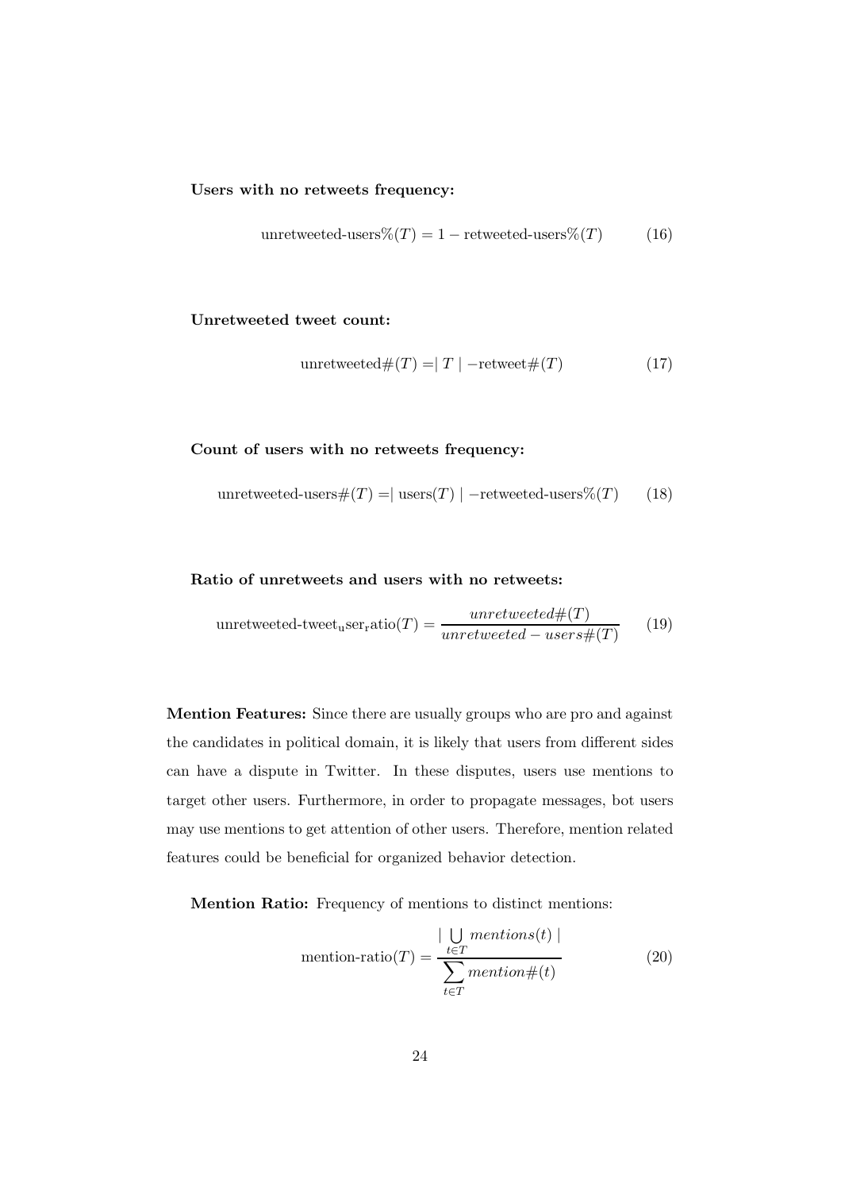**Users with no retweets frequency:**

$$\text{unretweeted-users\%}(T) = 1 - \text{retweeted-users\%}(T) \tag{16}$$

**Unretweeted tweet count:**

$$\text{unretweeted\#}(T) = \mid T \mid - \text{retweet\#}(T) \tag{17}$$

**Count of users with no retweets frequency:**

$$\text{unretweeted-users\#}(T) = \mid \text{users}(T) \mid - \text{retweeted-users\%}(T) \tag{18}$$

**Ratio of unretweets and users with no retweets:**

$$\text{unretweeted-tweet}_{\text{u}}\text{ser}_{\text{r}}\text{atio}(T) = \frac{unretweeted\#(T)}{unretweeted - users\#(T)} \tag{19}$$

**Mention Features:** Since there are usually groups who are pro and against the candidates in political domain, it is likely that users from different sides can have a dispute in Twitter. In these disputes, users use mentions to target other users. Furthermore, in order to propagate messages, bot users may use mentions to get attention of other users. Therefore, mention related features could be beneficial for organized behavior detection.

**Mention Ratio:** Frequency of mentions to distinct mentions:

$$\text{mention-ratio}(T) = \frac{\mid \bigcup_{t \in T} mentions(t) \mid}{\sum_{t \in T} mention\#(t)} \tag{20}$$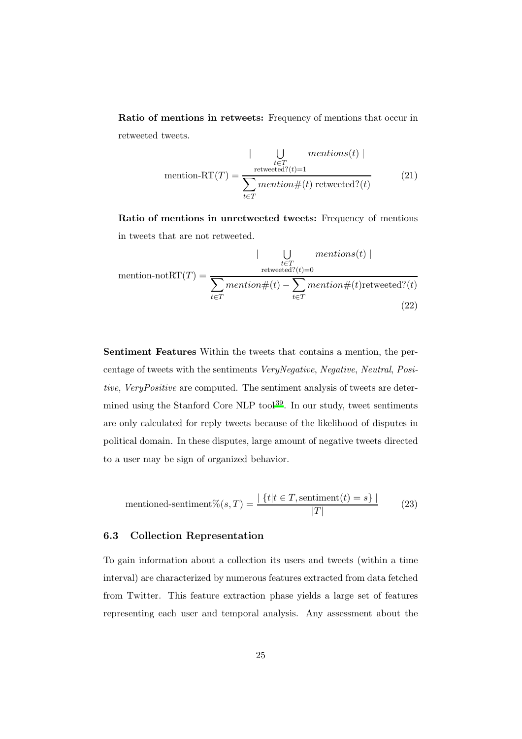**Ratio of mentions in retweets:** Frequency of mentions that occur in retweeted tweets.

$$\text{mention-RT}(T) = \frac{\left| \bigcup_{\substack{t \in T \\ \text{retweeted?}(t)=1}} mentions(t) \right|}{\sum_{t \in T} mention\#(t) \text{ retweeted?}(t)} \tag{21}$$

**Ratio of mentions in unretweeted tweets:** Frequency of mentions in tweets that are not retweeted.

$$\text{mention-notRT}(T) = \frac{\left| \bigcup_{\substack{t \in T \\ \text{retweeted?}(t)=0}} mentions(t) \right|}{\sum_{t \in T} mention\#(t) - \sum_{t \in T} mention\#(t)\text{retweeted?}(t)} \tag{22}$$

**Sentiment Features** Within the tweets that contains a mention, the percentage of tweets with the sentiments *VeryNegative*, *Negative*, *Neutral*, *Positive*, *VeryPositive* are computed. The sentiment analysis of tweets are determined using the Stanford Core NLP tool[39]. In our study, tweet sentiments are only calculated for reply tweets because of the likelihood of disputes in political domain. In these disputes, large amount of negative tweets directed to a user may be sign of organized behavior.

$$\text{mentioned-sentiment\%}(s, T) = \frac{\left| \{t | t \in T, \text{sentiment}(t) = s\} \right|}{|T|} \tag{23}$$

### 6.3 Collection Representation

To gain information about a collection its users and tweets (within a time interval) are characterized by numerous features extracted from data fetched from Twitter. This feature extraction phase yields a large set of features representing each user and temporal analysis. Any assessment about the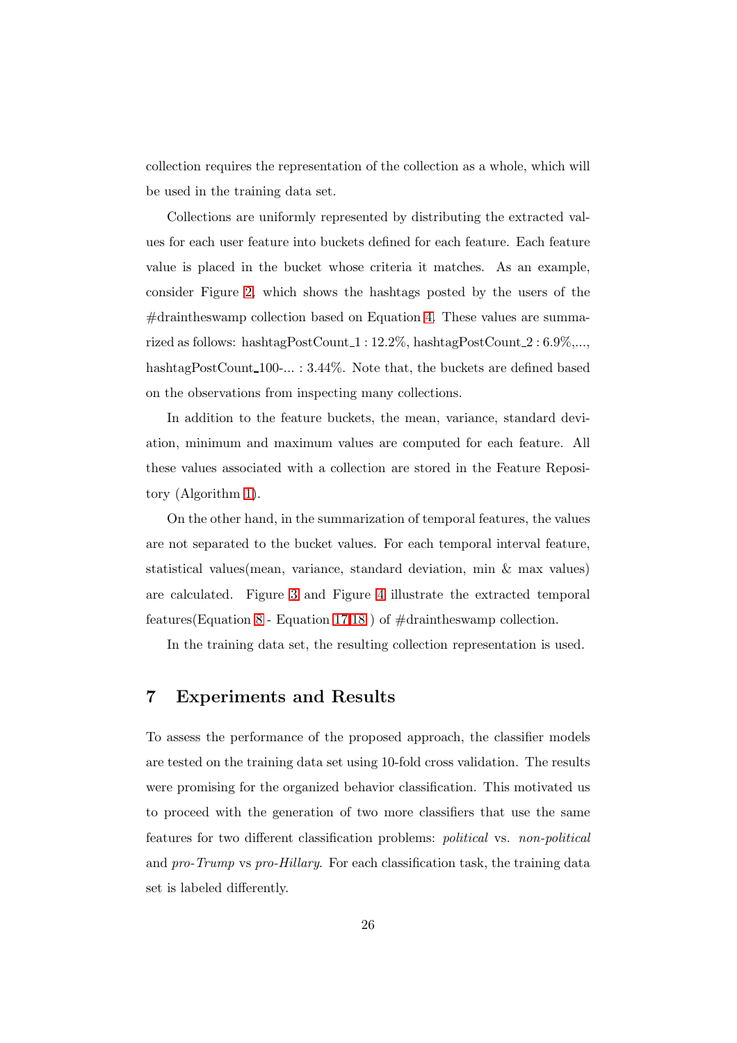collection requires the representation of the collection as a whole, which will be used in the training data set.

Collections are uniformly represented by distributing the extracted values for each user feature into buckets defined for each feature. Each feature value is placed in the bucket whose criteria it matches. As an example, consider Figure 2, which shows the hashtags posted by the users of the #draintheswamp collection based on Equation 4. These values are summarized as follows: hashtagPostCount_1 : 12.2%, hashtagPostCount_2 : 6.9%,..., hashtagPostCount_100-... : 3.44%. Note that, the buckets are defined based on the observations from inspecting many collections.

In addition to the feature buckets, the mean, variance, standard deviation, minimum and maximum values are computed for each feature. All these values associated with a collection are stored in the Feature Repository (Algorithm 1).

On the other hand, in the summarization of temporal features, the values are not separated to the bucket values. For each temporal interval feature, statistical values(mean, variance, standard deviation, min & max values) are calculated. Figure 3 and Figure 4 illustrate the extracted temporal features(Equation 8 - Equation 17,18 ) of #draintheswamp collection.

In the training data set, the resulting collection representation is used.

## 7 Experiments and Results

To assess the performance of the proposed approach, the classifier models are tested on the training data set using 10-fold cross validation. The results were promising for the organized behavior classification. This motivated us to proceed with the generation of two more classifiers that use the same features for two different classification problems: *political* vs. *non-political* and *pro-Trump* vs *pro-Hillary*. For each classification task, the training data set is labeled differently.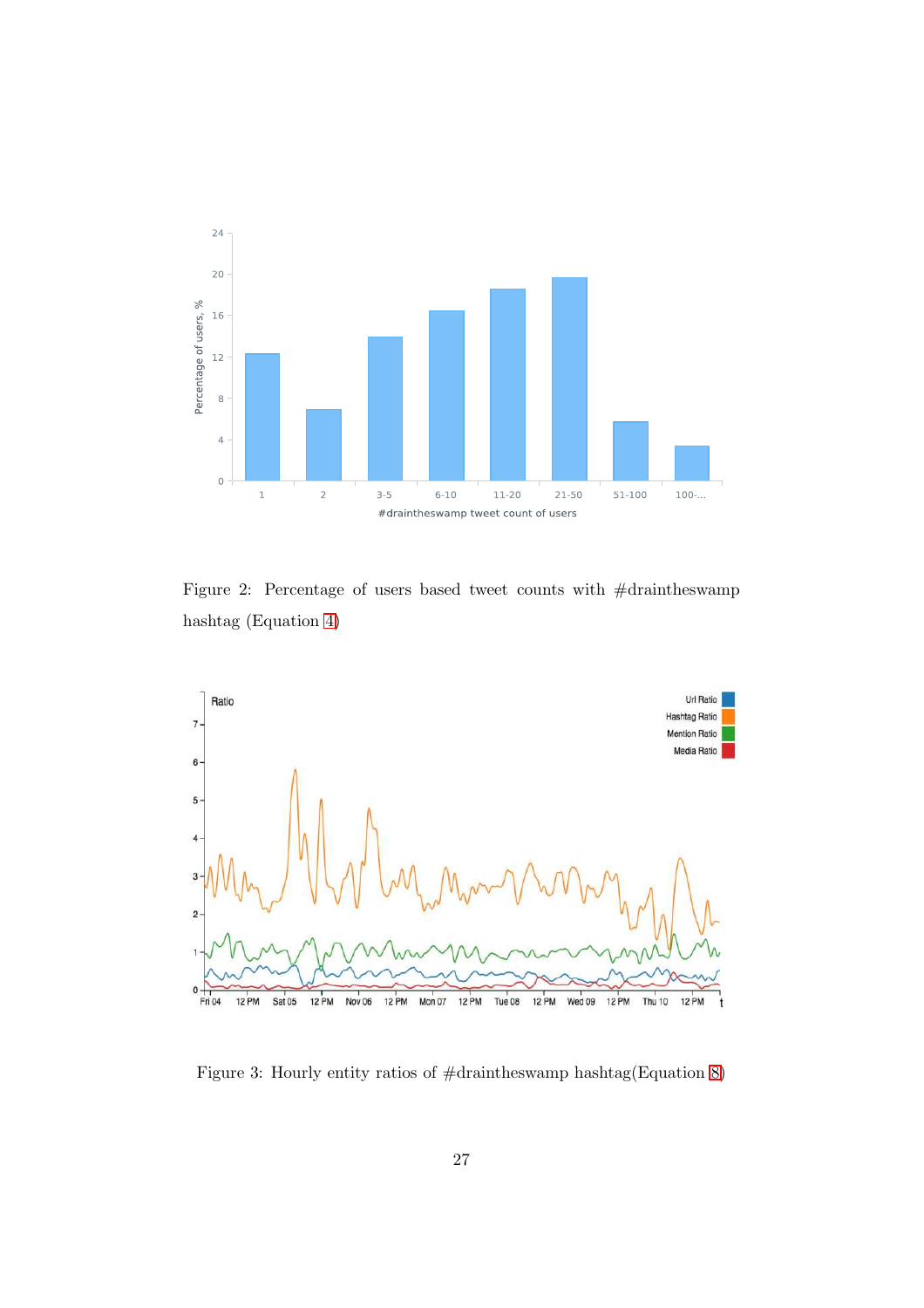Figure 2: Percentage of users based tweet counts with #draintheswamp hashtag (Equation 4)

Figure 3: Hourly entity ratios of #draintheswamp hashtag(Equation 8)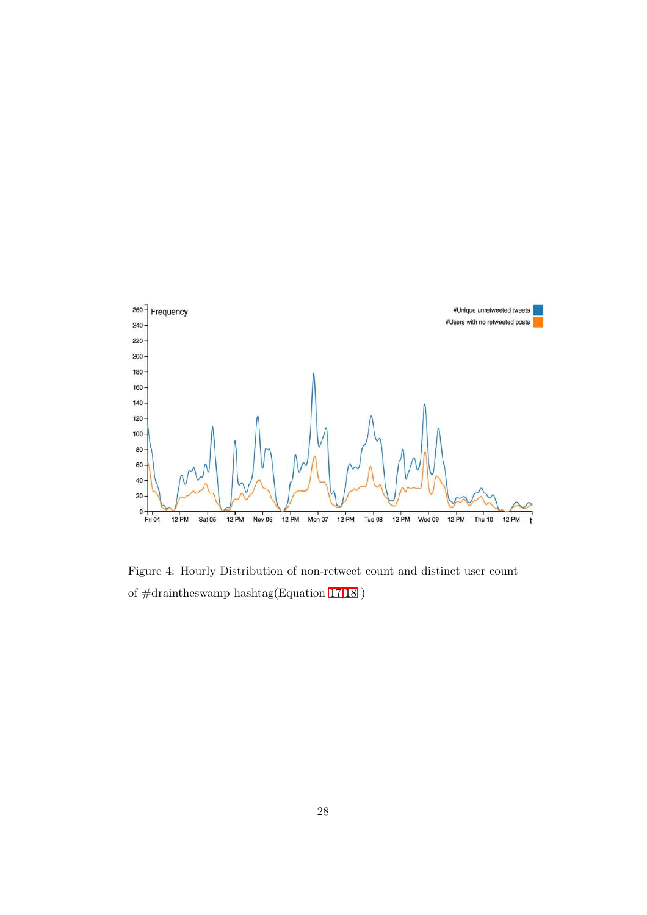Figure 4: Hourly Distribution of non-retweet count and distinct user count of #draintheswamp hashtag(Equation 17,18 )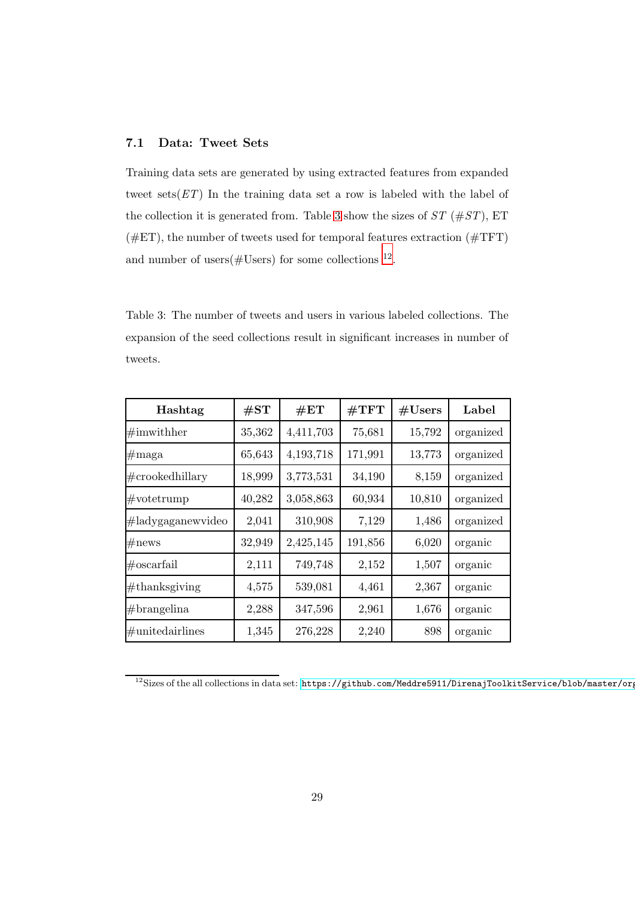### 7.1 Data: Tweet Sets

Training data sets are generated by using extracted features from expanded tweet sets($ET$) In the training data set a row is labeled with the label of the collection it is generated from. Table 3 show the sizes of $ST$ (#$ST$), ET (#ET), the number of tweets used for temporal features extraction (#TFT) and number of users(#Users) for some collections [12].

Table 3: The number of tweets and users in various labeled collections. The expansion of the seed collections result in significant increases in number of tweets.

| Hashtag | #ST | #ET | #TFT | #Users | Label |
|---|---|---|---|---|---|
| #imwithher | 35,362 | 4,411,703 | 75,681 | 15,792 | organized |
| #maga | 65,643 | 4,193,718 | 171,991 | 13,773 | organized |
| #crookedhillary | 18,999 | 3,773,531 | 34,190 | 8,159 | organized |
| #votetrump | 40,282 | 3,058,863 | 60,934 | 10,810 | organized |
| #ladygaganewvideo | 2,041 | 310,908 | 7,129 | 1,486 | organized |
| #news | 32,949 | 2,425,145 | 191,856 | 6,020 | organic |
| #oscarfail | 2,111 | 749,748 | 2,152 | 1,507 | organic |
| #thanksgiving | 4,575 | 539,081 | 4,461 | 2,367 | organic |
| #brangelina | 2,288 | 347,596 | 2,961 | 1,676 | organic |
| #unitedairlines | 1,345 | 276,228 | 2,240 | 898 | organic |

[12] Sizes of the all collections in data set: `https://github.com/Meddre5911/DirenajToolkitService/blob/master/org`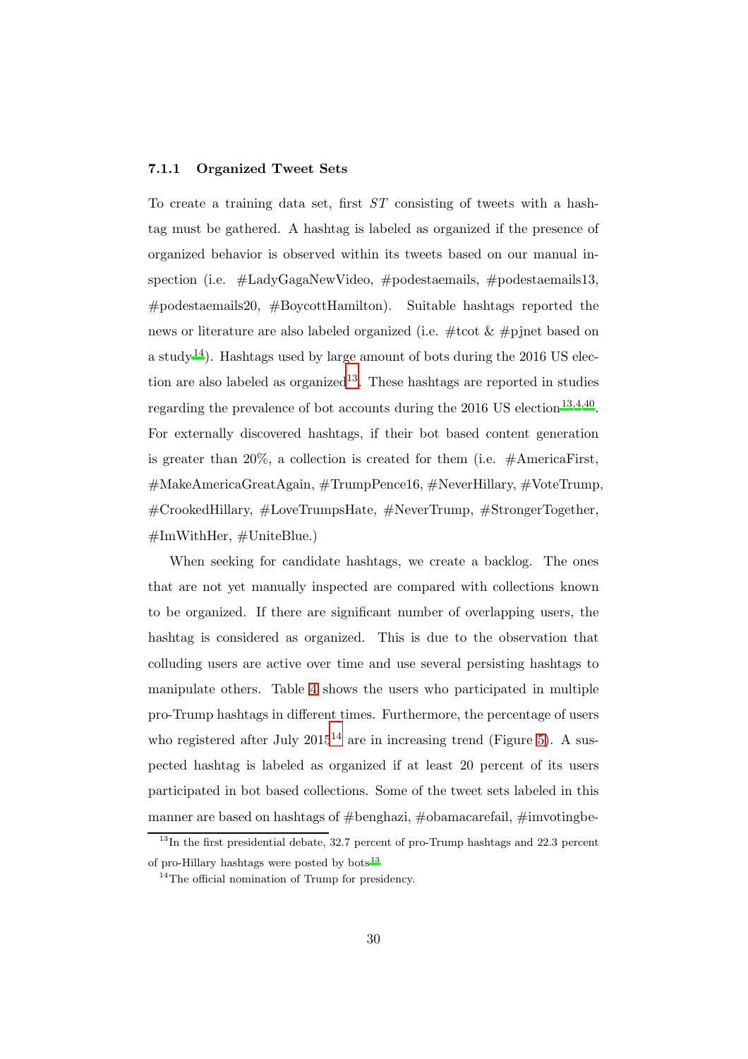### 7.1.1 Organized Tweet Sets

To create a training data set, first *ST* consisting of tweets with a hashtag must be gathered. A hashtag is labeled as organized if the presence of organized behavior is observed within its tweets based on our manual inspection (i.e. #LadyGagaNewVideo, #podestaemails, #podestaemails13, #podestaemails20, #BoycottHamilton). Suitable hashtags reported the news or literature are also labeled organized (i.e. #tcot & #pjnet based on a study[14]). Hashtags used by large amount of bots during the 2016 US election are also labeled as organized[13]. These hashtags are reported in studies regarding the prevalence of bot accounts during the 2016 US election[13,4,40]. For externally discovered hashtags, if their bot based content generation is greater than 20%, a collection is created for them (i.e. #AmericaFirst, #MakeAmericaGreatAgain, #TrumpPence16, #NeverHillary, #VoteTrump, #CrookedHillary, #LoveTrumpsHate, #NeverTrump, #StrongerTogether, #ImWithHer, #UniteBlue.)

When seeking for candidate hashtags, we create a backlog. The ones that are not yet manually inspected are compared with collections known to be organized. If there are significant number of overlapping users, the hashtag is considered as organized. This is due to the observation that colluding users are active over time and use several persisting hashtags to manipulate others. Table 4 shows the users who participated in multiple pro-Trump hashtags in different times. Furthermore, the percentage of users who registered after July 2015[14] are in increasing trend (Figure 5). A suspected hashtag is labeled as organized if at least 20 percent of its users participated in bot based collections. Some of the tweet sets labeled in this manner are based on hashtags of #benghazi, #obamacarefail, #imvotingbe-

[13] In the first presidential debate, 32.7 percent of pro-Trump hashtags and 22.3 percent of pro-Hillary hashtags were posted by bots[13]

[14] The official nomination of Trump for presidency.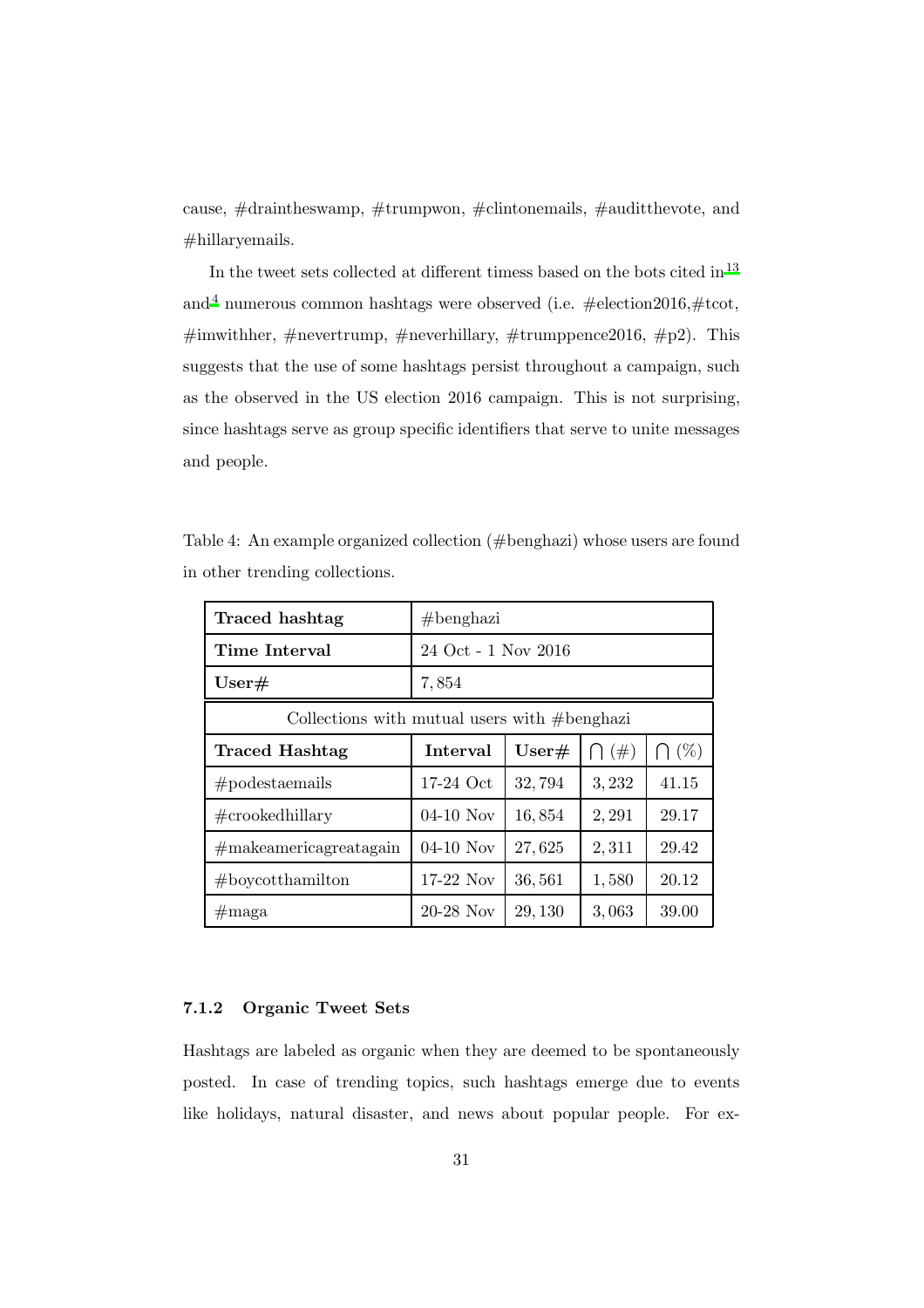cause, #draintheswamp, #trumpwon, #clintonemails, #auditthevote, and #hillaryemails.

In the tweet sets collected at different timess based on the bots cited in[13] and[4] numerous common hashtags were observed (i.e. #election2016,#tcot, #imwithher, #nevertrump, #neverhillary, #trumppence2016, #p2). This suggests that the use of some hashtags persist throughout a campaign, such as the observed in the US election 2016 campaign. This is not surprising, since hashtags serve as group specific identifiers that serve to unite messages and people.

Table 4: An example organized collection (#benghazi) whose users are found in other trending collections.

| **Traced hashtag** | #benghazi | | | |
|---|---|---|---|---|
| **Time Interval** | 24 Oct - 1 Nov 2016 | | | |
| **User#** | 7,854 | | | |
| Collections with mutual users with #benghazi | | | | |
| **Traced Hashtag** | **Interval** | **User#** | $\bigcap$ (#) | $\bigcap$ (%) |
| #podestaemails | 17-24 Oct | 32,794 | 3,232 | 41.15 |
| #crookedhillary | 04-10 Nov | 16,854 | 2,291 | 29.17 |
| #makeamericagreatagain | 04-10 Nov | 27,625 | 2,311 | 29.42 |
| #boycotthamilton | 17-22 Nov | 36,561 | 1,580 | 20.12 |
| #maga | 20-28 Nov | 29,130 | 3,063 | 39.00 |

#### 7.1.2 Organic Tweet Sets

Hashtags are labeled as organic when they are deemed to be spontaneously posted. In case of trending topics, such hashtags emerge due to events like holidays, natural disaster, and news about popular people. For ex-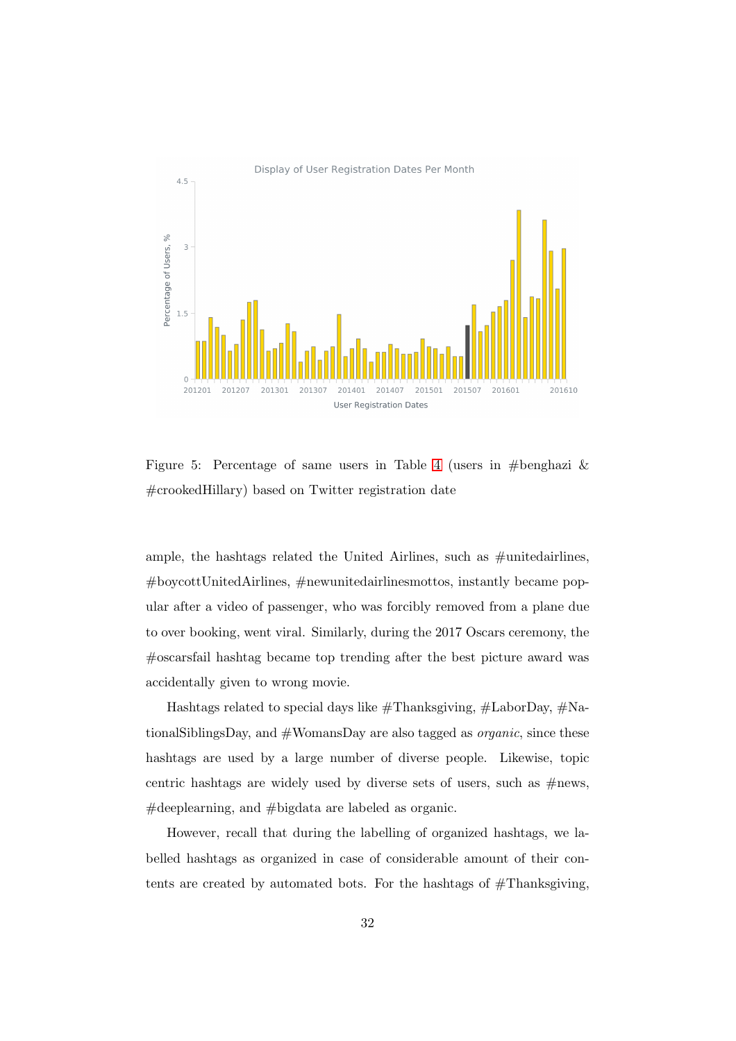Figure 5: Percentage of same users in Table 4 (users in #benghazi & #crookedHillary) based on Twitter registration date

ample, the hashtags related the United Airlines, such as #unitedairlines, #boycottUnitedAirlines, #newunitedairlinesmottos, instantly became popular after a video of passenger, who was forcibly removed from a plane due to over booking, went viral. Similarly, during the 2017 Oscars ceremony, the #oscarsfail hashtag became top trending after the best picture award was accidentally given to wrong movie.

Hashtags related to special days like #Thanksgiving, #LaborDay, #NationalSiblingsDay, and #WomansDay are also tagged as *organic*, since these hashtags are used by a large number of diverse people. Likewise, topic centric hashtags are widely used by diverse sets of users, such as #news, #deeplearning, and #bigdata are labeled as organic.

However, recall that during the labelling of organized hashtags, we labelled hashtags as organized in case of considerable amount of their contents are created by automated bots. For the hashtags of #Thanksgiving,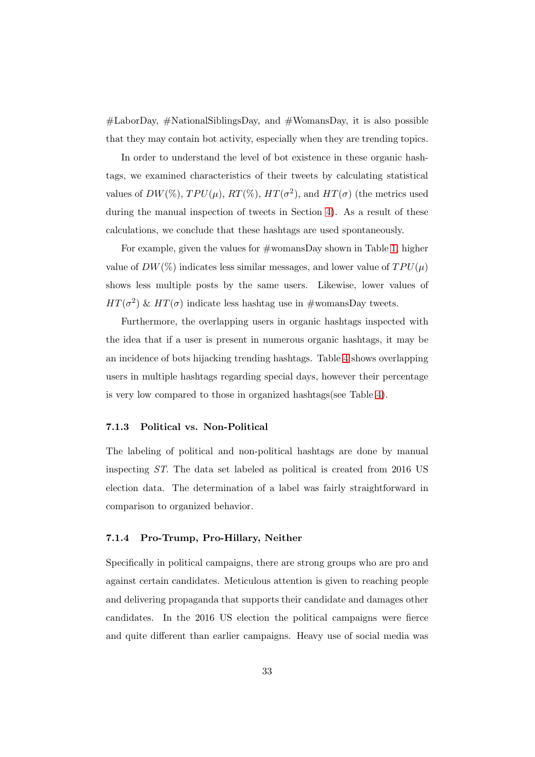#LaborDay, #NationalSiblingsDay, and #WomansDay, it is also possible that they may contain bot activity, especially when they are trending topics.

In order to understand the level of bot existence in these organic hashtags, we examined characteristics of their tweets by calculating statistical values of $DW(\%)$, $TPU(\mu)$, $RT(\%)$, $HT(\sigma^2)$, and $HT(\sigma)$ (the metrics used during the manual inspection of tweets in Section 4). As a result of these calculations, we conclude that these hashtags are used spontaneously.

For example, given the values for #womansDay shown in Table 1, higher value of $DW(\%)$ indicates less similar messages, and lower value of $TPU(\mu)$ shows less multiple posts by the same users. Likewise, lower values of $HT(\sigma^2)$ & $HT(\sigma)$ indicate less hashtag use in #womansDay tweets.

Furthermore, the overlapping users in organic hashtags inspected with the idea that if a user is present in numerous organic hashtags, it may be an incidence of bots hijacking trending hashtags. Table 4 shows overlapping users in multiple hashtags regarding special days, however their percentage is very low compared to those in organized hashtags(see Table 4).

#### 7.1.3 Political vs. Non-Political

The labeling of political and non-political hashtags are done by manual inspecting *ST*. The data set labeled as political is created from 2016 US election data. The determination of a label was fairly straightforward in comparison to organized behavior.

#### 7.1.4 Pro-Trump, Pro-Hillary, Neither

Specifically in political campaigns, there are strong groups who are pro and against certain candidates. Meticulous attention is given to reaching people and delivering propaganda that supports their candidate and damages other candidates. In the 2016 US election the political campaigns were fierce and quite different than earlier campaigns. Heavy use of social media was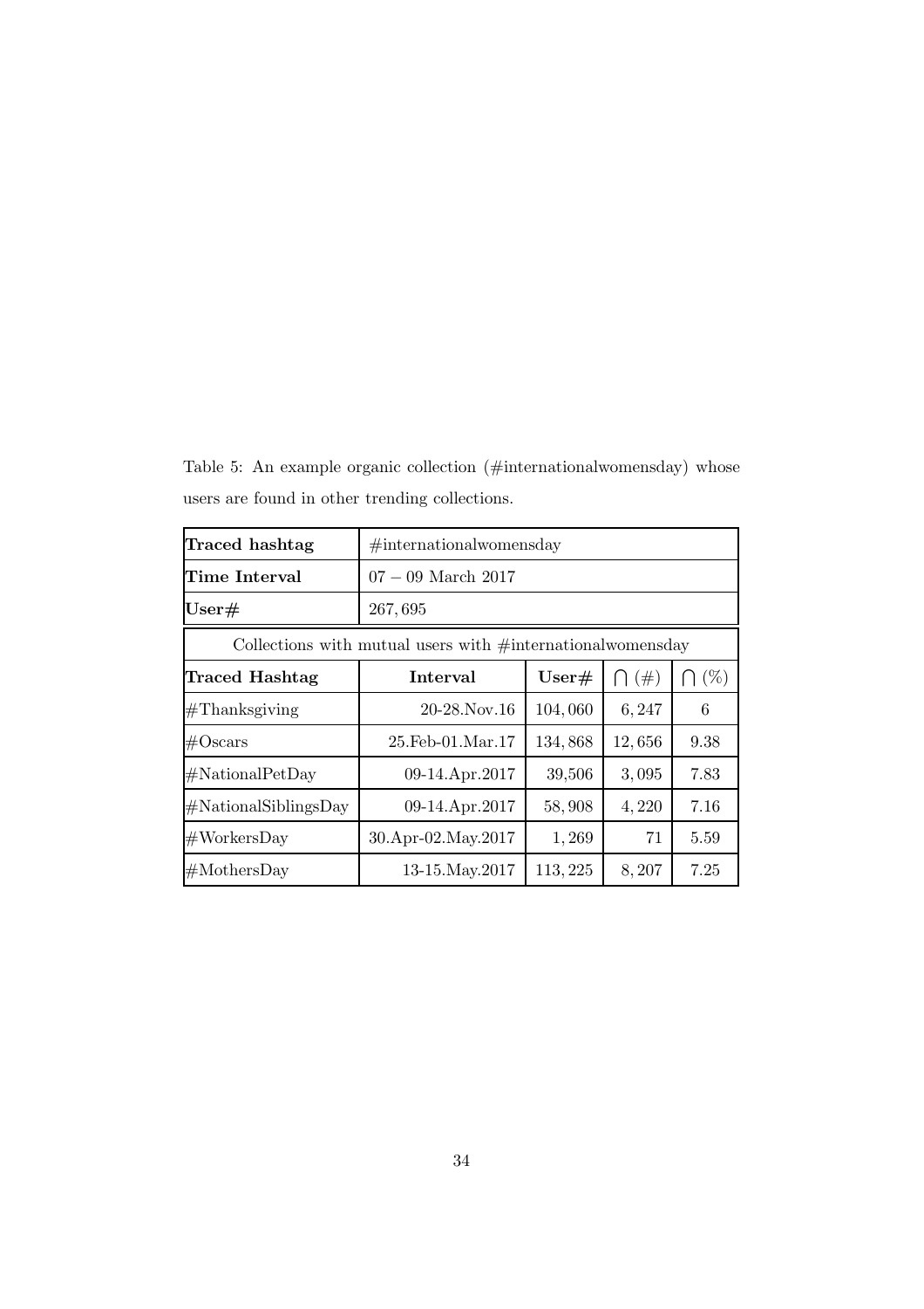Table 5: An example organic collection (#internationalwomensday) whose users are found in other trending collections.

| **Traced hashtag** | #internationalwomensday | | | |
|---|---|---|---|---|
| **Time Interval** | $07 - 09$ March 2017 | | | |
| **User#** | 267, 695 | | | |
| Collections with mutual users with #internationalwomensday | | | | |
| **Traced Hashtag** | **Interval** | **User#** | $\bigcap (\#)$ | $\bigcap (\%)$ |
| #Thanksgiving | 20-28.Nov.16 | 104, 060 | 6, 247 | 6 |
| #Oscars | 25.Feb-01.Mar.17 | 134, 868 | 12, 656 | 9.38 |
| #NationalPetDay | 09-14.Apr.2017 | 39,506 | 3, 095 | 7.83 |
| #NationalSiblingsDay | 09-14.Apr.2017 | 58, 908 | 4, 220 | 7.16 |
| #WorkersDay | 30.Apr-02.May.2017 | 1, 269 | 71 | 5.59 |
| #MothersDay | 13-15.May.2017 | 113, 225 | 8, 207 | 7.25 |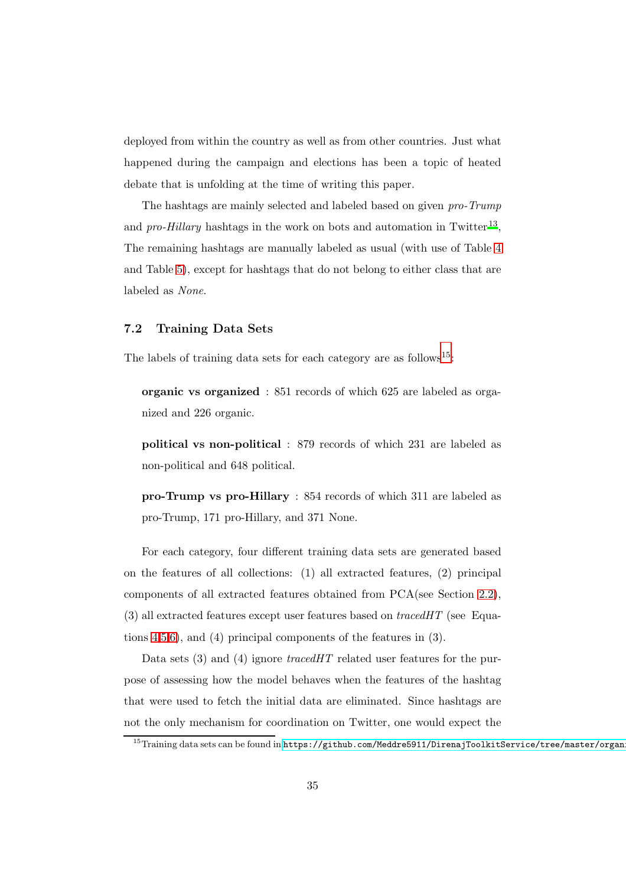deployed from within the country as well as from other countries. Just what happened during the campaign and elections has been a topic of heated debate that is unfolding at the time of writing this paper.

The hashtags are mainly selected and labeled based on given *pro-Trump* and *pro-Hillary* hashtags in the work on bots and automation in Twitter[13], The remaining hashtags are manually labeled as usual (with use of Table 4 and Table 5), except for hashtags that do not belong to either class that are labeled as *None*.

### 7.2 Training Data Sets

The labels of training data sets for each category are as follows[15]:

> **organic vs organized** : 851 records of which 625 are labeled as organized and 226 organic.
>
> **political vs non-political** : 879 records of which 231 are labeled as non-political and 648 political.
>
> **pro-Trump vs pro-Hillary** : 854 records of which 311 are labeled as pro-Trump, 171 pro-Hillary, and 371 None.

For each category, four different training data sets are generated based on the features of all collections: (1) all extracted features, (2) principal components of all extracted features obtained from PCA(see Section 2.2), (3) all extracted features except user features based on *tracedHT* (see Equations 4,5,6), and (4) principal components of the features in (3).

Data sets (3) and (4) ignore *tracedHT* related user features for the purpose of assessing how the model behaves when the features of the hashtag that were used to fetch the initial data are eliminated. Since hashtags are not the only mechanism for coordination on Twitter, one would expect the

[15] Training data sets can be found in https://github.com/Meddre5911/DirenajToolkitService/tree/master/organi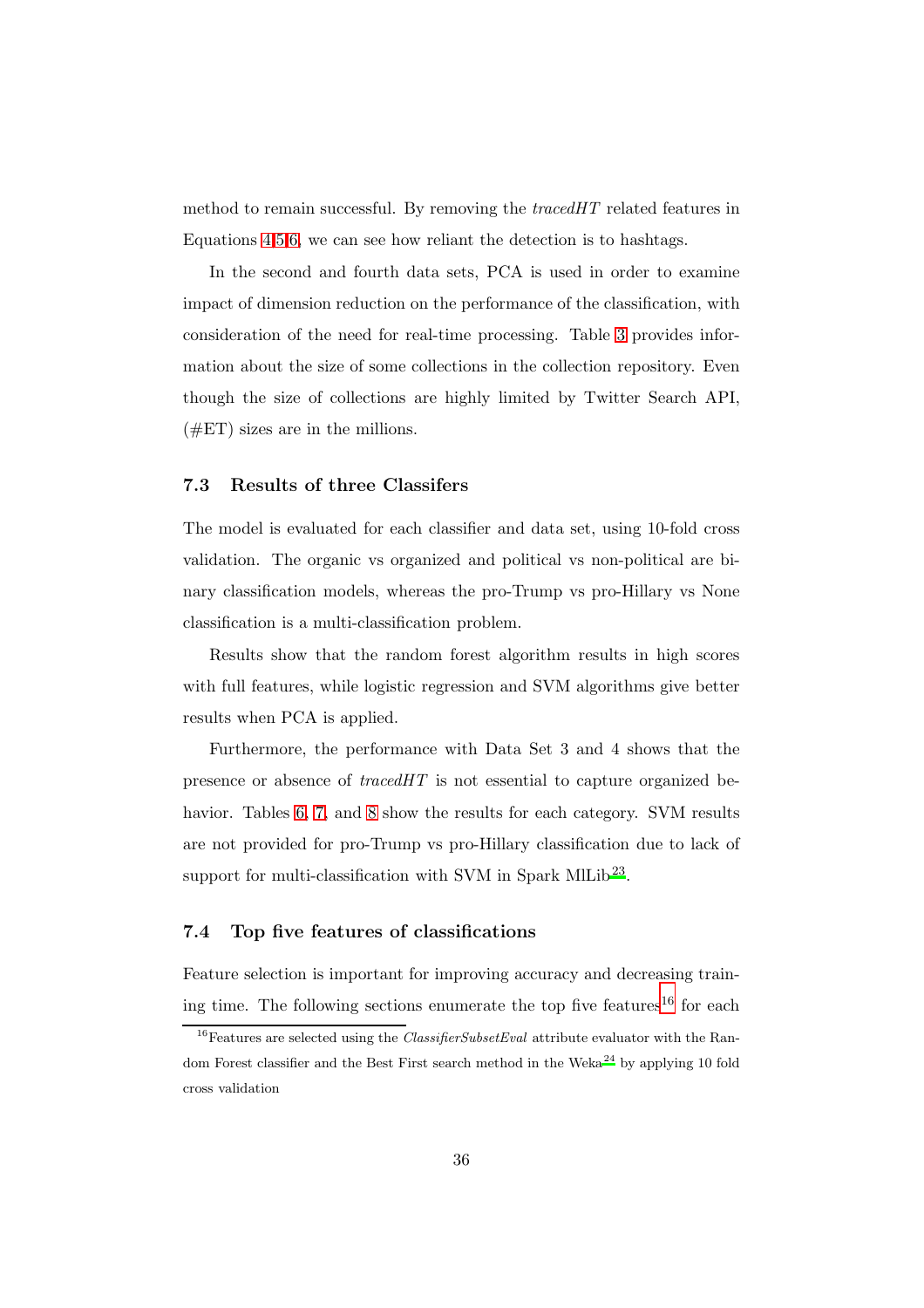method to remain successful. By removing the *tracedHT* related features in Equations 4,5,6, we can see how reliant the detection is to hashtags.

In the second and fourth data sets, PCA is used in order to examine impact of dimension reduction on the performance of the classification, with consideration of the need for real-time processing. Table 3 provides information about the size of some collections in the collection repository. Even though the size of collections are highly limited by Twitter Search API, (#ET) sizes are in the millions.

### 7.3 Results of three Classifers

The model is evaluated for each classifier and data set, using 10-fold cross validation. The organic vs organized and political vs non-political are binary classification models, whereas the pro-Trump vs pro-Hillary vs None classification is a multi-classification problem.

Results show that the random forest algorithm results in high scores with full features, while logistic regression and SVM algorithms give better results when PCA is applied.

Furthermore, the performance with Data Set 3 and 4 shows that the presence or absence of *tracedHT* is not essential to capture organized behavior. Tables 6, 7, and 8 show the results for each category. SVM results are not provided for pro-Trump vs pro-Hillary classification due to lack of support for multi-classification with SVM in Spark MlLib[23].

### 7.4 Top five features of classifications

Feature selection is important for improving accuracy and decreasing training time. The following sections enumerate the top five features[16] for each

[16] Features are selected using the *ClassifierSubsetEval* attribute evaluator with the Random Forest classifier and the Best First search method in the Weka[24] by applying 10 fold cross validation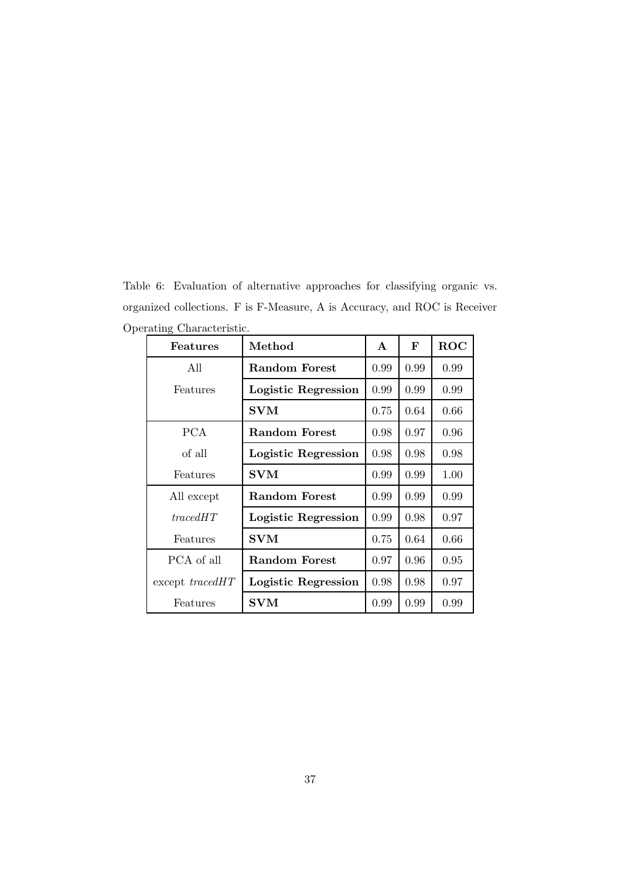Table 6: Evaluation of alternative approaches for classifying organic vs. organized collections. F is F-Measure, A is Accuracy, and ROC is Receiver Operating Characteristic.

| **Features** | **Method** | **A** | **F** | **ROC** |
|---|---|---|---|---|
| All Features | **Random Forest** | 0.99 | 0.99 | 0.99 |
| | **Logistic Regression** | 0.99 | 0.99 | 0.99 |
| | **SVM** | 0.75 | 0.64 | 0.66 |
| PCA of all Features | **Random Forest** | 0.98 | 0.97 | 0.96 |
| | **Logistic Regression** | 0.98 | 0.98 | 0.98 |
| | **SVM** | 0.99 | 0.99 | 1.00 |
| All except *tracedHT* Features | **Random Forest** | 0.99 | 0.99 | 0.99 |
| | **Logistic Regression** | 0.99 | 0.98 | 0.97 |
| | **SVM** | 0.75 | 0.64 | 0.66 |
| PCA of all except *tracedHT* Features | **Random Forest** | 0.97 | 0.96 | 0.95 |
| | **Logistic Regression** | 0.98 | 0.98 | 0.97 |
| | **SVM** | 0.99 | 0.99 | 0.99 |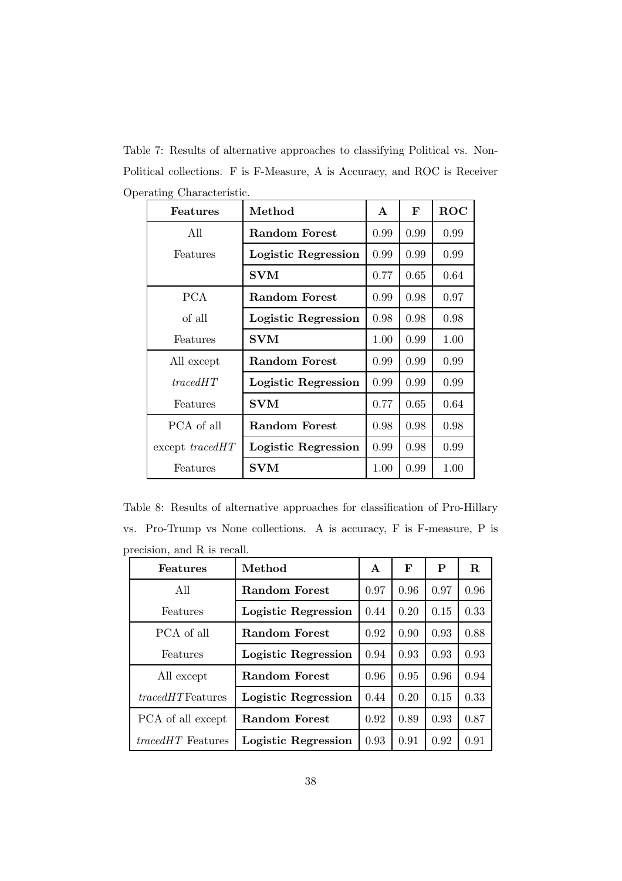Table 7: Results of alternative approaches to classifying Political vs. Non-Political collections. F is F-Measure, A is Accuracy, and ROC is Receiver Operating Characteristic.

| Features | Method | A | F | ROC |
|---|---|---|---|---|
| All Features | **Random Forest** | 0.99 | 0.99 | 0.99 |
| | **Logistic Regression** | 0.99 | 0.99 | 0.99 |
| | **SVM** | 0.77 | 0.65 | 0.64 |
| PCA of all Features | **Random Forest** | 0.99 | 0.98 | 0.97 |
| | **Logistic Regression** | 0.98 | 0.98 | 0.98 |
| | **SVM** | 1.00 | 0.99 | 1.00 |
| All except *tracedHT* Features | **Random Forest** | 0.99 | 0.99 | 0.99 |
| | **Logistic Regression** | 0.99 | 0.99 | 0.99 |
| | **SVM** | 0.77 | 0.65 | 0.64 |
| PCA of all except *tracedHT* Features | **Random Forest** | 0.98 | 0.98 | 0.98 |
| | **Logistic Regression** | 0.99 | 0.98 | 0.99 |
| | **SVM** | 1.00 | 0.99 | 1.00 |

Table 8: Results of alternative approaches for classification of Pro-Hillary vs. Pro-Trump vs None collections. A is accuracy, F is F-measure, P is precision, and R is recall.

| Features | Method | A | F | P | R |
|---|---|---|---|---|---|
| All Features | **Random Forest** | 0.97 | 0.96 | 0.97 | 0.96 |
| | **Logistic Regression** | 0.44 | 0.20 | 0.15 | 0.33 |
| PCA of all Features | **Random Forest** | 0.92 | 0.90 | 0.93 | 0.88 |
| | **Logistic Regression** | 0.94 | 0.93 | 0.93 | 0.93 |
| All except *tracedHT* Features | **Random Forest** | 0.96 | 0.95 | 0.96 | 0.94 |
| | **Logistic Regression** | 0.44 | 0.20 | 0.15 | 0.33 |
| PCA of all except *tracedHT* Features | **Random Forest** | 0.92 | 0.89 | 0.93 | 0.87 |
| | **Logistic Regression** | 0.93 | 0.91 | 0.92 | 0.91 |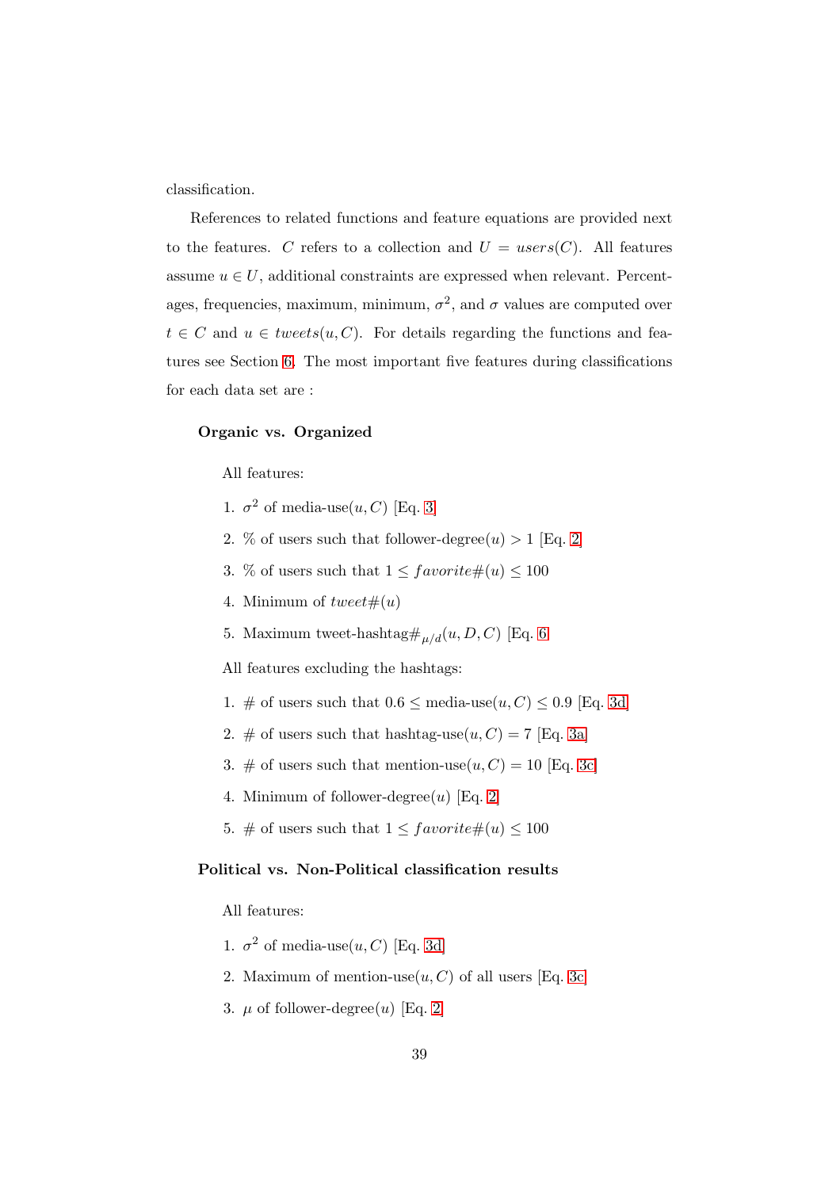classification.

References to related functions and feature equations are provided next to the features. $C$ refers to a collection and $U = users(C)$. All features assume $u \in U$, additional constraints are expressed when relevant. Percentages, frequencies, maximum, minimum, $\sigma^2$, and $\sigma$ values are computed over $t \in C$ and $u \in tweets(u, C)$. For details regarding the functions and features see Section 6. The most important five features during classifications for each data set are :

**Organic vs. Organized**

All features:

1. $\sigma^2$ of media-use$(u, C)$ [Eq. 3]
2. % of users such that follower-degree$(u) > 1$ [Eq. 2]
3. % of users such that $1 \leq favorite\#(u) \leq 100$
4. Minimum of $tweet\#(u)$
5. Maximum tweet-hashtag$\#_{\mu/d}(u, D, C)$ [Eq. 6]

All features excluding the hashtags:

1. # of users such that $0.6 \leq$ media-use$(u, C) \leq 0.9$ [Eq. 3d]
2. # of users such that hashtag-use$(u, C) = 7$ [Eq. 3a]
3. # of users such that mention-use$(u, C) = 10$ [Eq. 3c]
4. Minimum of follower-degree$(u)$ [Eq. 2]
5. # of users such that $1 \leq favorite\#(u) \leq 100$

**Political vs. Non-Political classification results**

All features:

1. $\sigma^2$ of media-use$(u, C)$ [Eq. 3d]
2. Maximum of mention-use$(u, C)$ of all users [Eq. 3c]
3. $\mu$ of follower-degree$(u)$ [Eq. 2]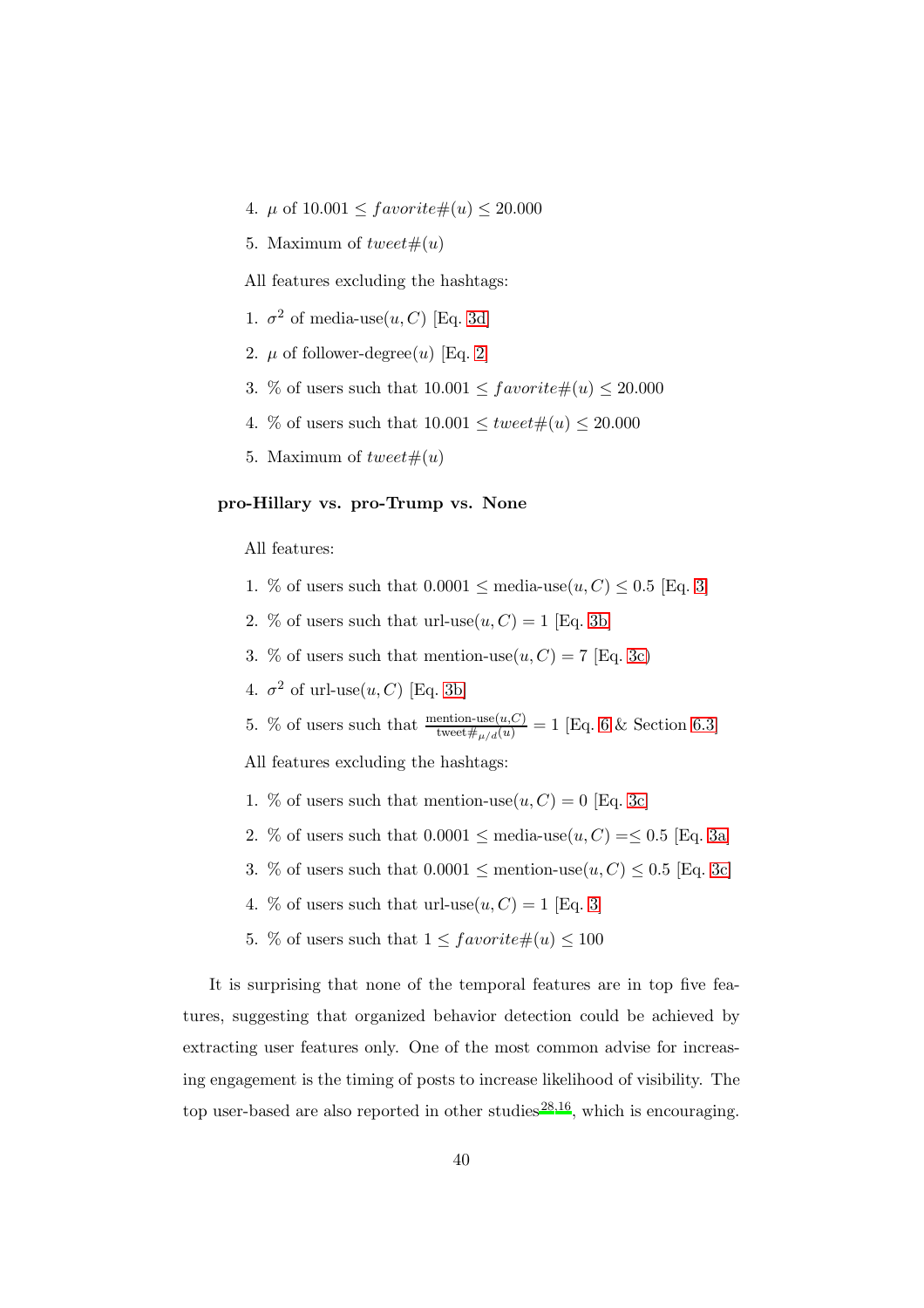4. $\mu$ of $10.001 \leq favorite\#(u) \leq 20.000$
5. Maximum of $tweet\#(u)$

All features excluding the hashtags:

1. $\sigma^2$ of media-use$(u, C)$ [Eq. 3d]
2. $\mu$ of follower-degree$(u)$ [Eq. 2]
3. % of users such that $10.001 \leq favorite\#(u) \leq 20.000$
4. % of users such that $10.001 \leq tweet\#(u) \leq 20.000$
5. Maximum of $tweet\#(u)$

**pro-Hillary vs. pro-Trump vs. None**

All features:

1. % of users such that $0.0001 \leq$ media-use$(u, C) \leq 0.5$ [Eq. 3]
2. % of users such that url-use$(u, C) = 1$ [Eq. 3b]
3. % of users such that mention-use$(u, C) = 7$ [Eq. 3c)
4. $\sigma^2$ of url-use$(u, C)$ [Eq. 3b]
5. % of users such that $\frac{\text{mention-use}(u,C)}{\text{tweet}\#_{\mu/d}(u)} = 1$ [Eq. 6 & Section 6.3]

All features excluding the hashtags:

1. % of users such that mention-use$(u, C) = 0$ [Eq. 3c]
2. % of users such that $0.0001 \leq$ media-use$(u, C) =\leq 0.5$ [Eq. 3a]
3. % of users such that $0.0001 \leq$ mention-use$(u, C) \leq 0.5$ [Eq. 3c]
4. % of users such that url-use$(u, C) = 1$ [Eq. 3]
5. % of users such that $1 \leq favorite\#(u) \leq 100$

It is surprising that none of the temporal features are in top five features, suggesting that organized behavior detection could be achieved by extracting user features only. One of the most common advise for increasing engagement is the timing of posts to increase likelihood of visibility. The top user-based are also reported in other studies[28,16], which is encouraging.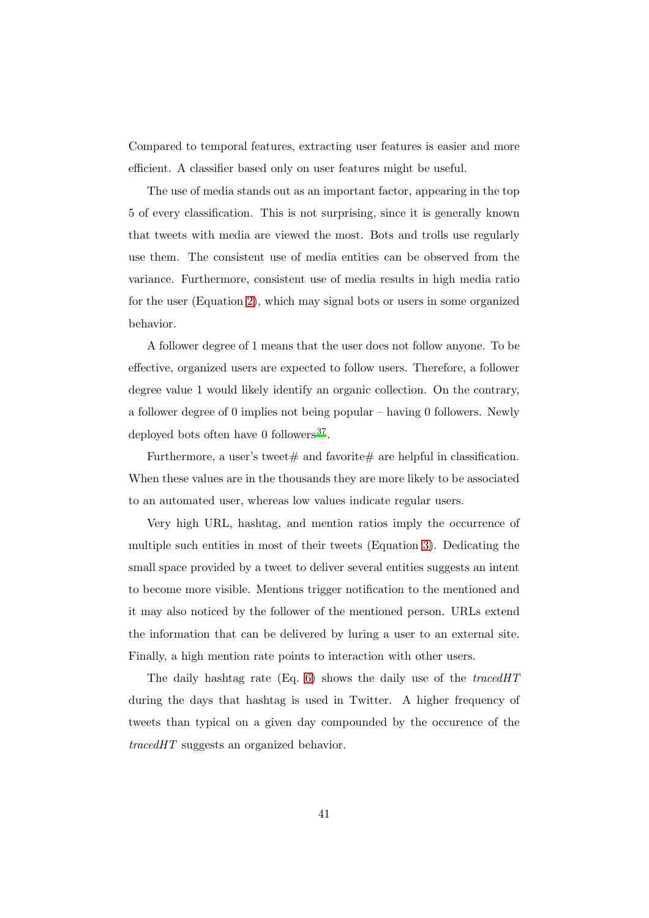Compared to temporal features, extracting user features is easier and more efficient. A classifier based only on user features might be useful.

The use of media stands out as an important factor, appearing in the top 5 of every classification. This is not surprising, since it is generally known that tweets with media are viewed the most. Bots and trolls use regularly use them. The consistent use of media entities can be observed from the variance. Furthermore, consistent use of media results in high media ratio for the user (Equation 2), which may signal bots or users in some organized behavior.

A follower degree of 1 means that the user does not follow anyone. To be effective, organized users are expected to follow users. Therefore, a follower degree value 1 would likely identify an organic collection. On the contrary, a follower degree of 0 implies not being popular – having 0 followers. Newly deployed bots often have 0 followers[37].

Furthermore, a user's tweet# and favorite# are helpful in classification. When these values are in the thousands they are more likely to be associated to an automated user, whereas low values indicate regular users.

Very high URL, hashtag, and mention ratios imply the occurrence of multiple such entities in most of their tweets (Equation 3). Dedicating the small space provided by a tweet to deliver several entities suggests an intent to become more visible. Mentions trigger notification to the mentioned and it may also noticed by the follower of the mentioned person. URLs extend the information that can be delivered by luring a user to an external site. Finally, a high mention rate points to interaction with other users.

The daily hashtag rate (Eq. 6) shows the daily use of the *tracedHT* during the days that hashtag is used in Twitter. A higher frequency of tweets than typical on a given day compounded by the occurence of the *tracedHT* suggests an organized behavior.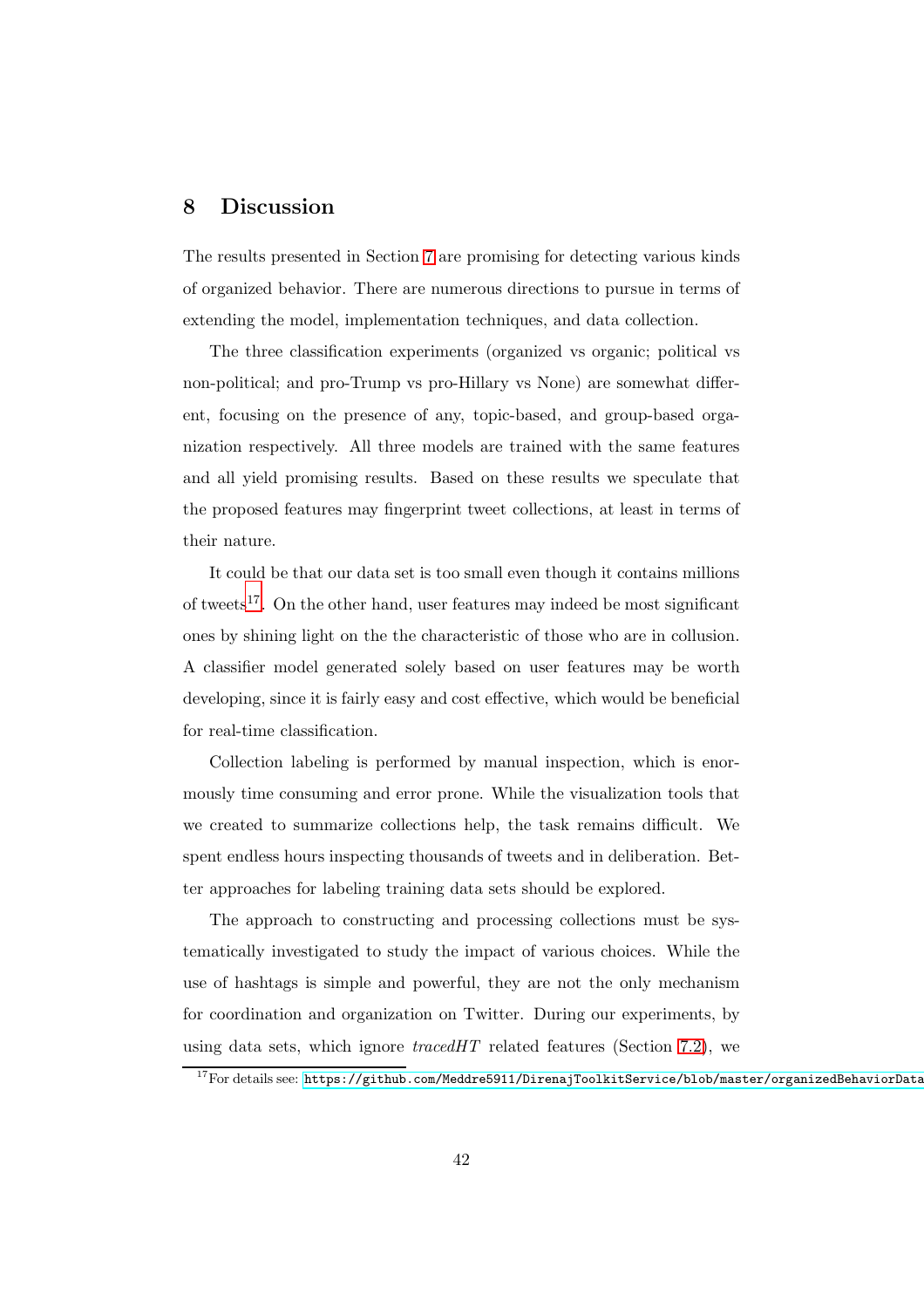## 8 Discussion

The results presented in Section 7 are promising for detecting various kinds of organized behavior. There are numerous directions to pursue in terms of extending the model, implementation techniques, and data collection.

The three classification experiments (organized vs organic; political vs non-political; and pro-Trump vs pro-Hillary vs None) are somewhat different, focusing on the presence of any, topic-based, and group-based organization respectively. All three models are trained with the same features and all yield promising results. Based on these results we speculate that the proposed features may fingerprint tweet collections, at least in terms of their nature.

It could be that our data set is too small even though it contains millions of tweets[17]. On the other hand, user features may indeed be most significant ones by shining light on the the characteristic of those who are in collusion. A classifier model generated solely based on user features may be worth developing, since it is fairly easy and cost effective, which would be beneficial for real-time classification.

Collection labeling is performed by manual inspection, which is enormously time consuming and error prone. While the visualization tools that we created to summarize collections help, the task remains difficult. We spent endless hours inspecting thousands of tweets and in deliberation. Better approaches for labeling training data sets should be explored.

The approach to constructing and processing collections must be systematically investigated to study the impact of various choices. While the use of hashtags is simple and powerful, they are not the only mechanism for coordination and organization on Twitter. During our experiments, by using data sets, which ignore *tracedHT* related features (Section 7.2), we

[17]For details see: https://github.com/Meddre5911/DirenajToolkitService/blob/master/organizedBehaviorData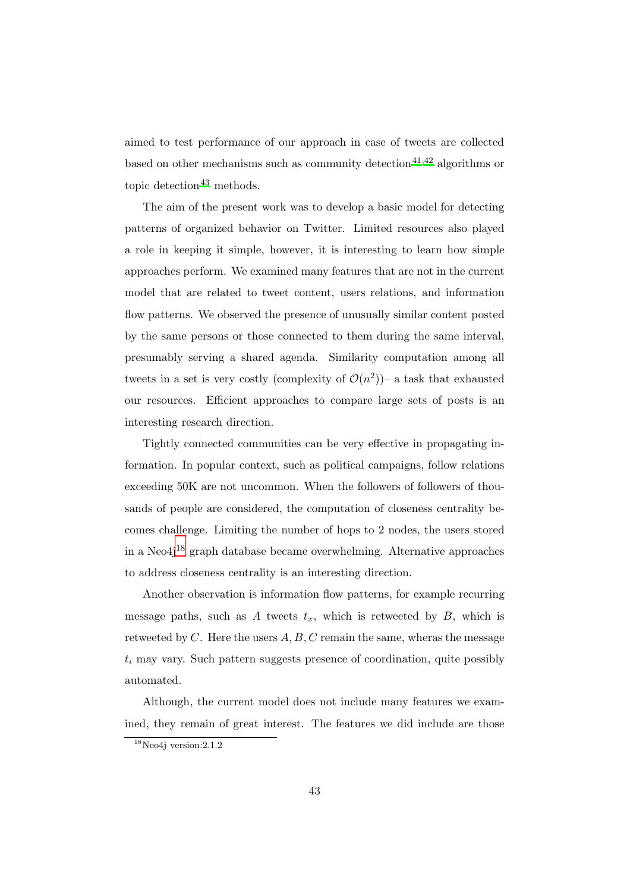aimed to test performance of our approach in case of tweets are collected based on other mechanisms such as community detection[41,42] algorithms or topic detection[43] methods.

The aim of the present work was to develop a basic model for detecting patterns of organized behavior on Twitter. Limited resources also played a role in keeping it simple, however, it is interesting to learn how simple approaches perform. We examined many features that are not in the current model that are related to tweet content, users relations, and information flow patterns. We observed the presence of unusually similar content posted by the same persons or those connected to them during the same interval, presumably serving a shared agenda. Similarity computation among all tweets in a set is very costly (complexity of $\mathcal{O}(n^2)$)– a task that exhausted our resources. Efficient approaches to compare large sets of posts is an interesting research direction.

Tightly connected communities can be very effective in propagating information. In popular context, such as political campaigns, follow relations exceeding 50K are not uncommon. When the followers of followers of thousands of people are considered, the computation of closeness centrality becomes challenge. Limiting the number of hops to 2 nodes, the users stored in a Neo4j[18] graph database became overwhelming. Alternative approaches to address closeness centrality is an interesting direction.

Another observation is information flow patterns, for example recurring message paths, such as $A$ tweets $t_x$, which is retweeted by $B$, which is retweeted by $C$. Here the users $A, B, C$ remain the same, wheras the message $t_i$ may vary. Such pattern suggests presence of coordination, quite possibly automated.

Although, the current model does not include many features we examined, they remain of great interest. The features we did include are those

[18] Neo4j version:2.1.2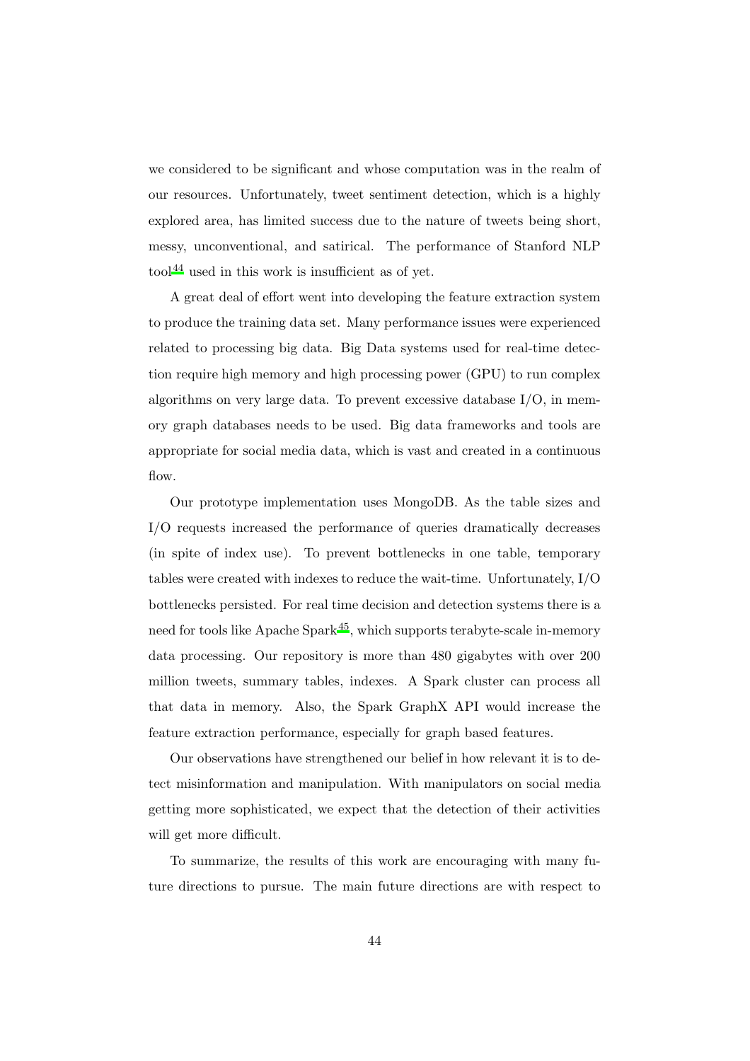we considered to be significant and whose computation was in the realm of our resources. Unfortunately, tweet sentiment detection, which is a highly explored area, has limited success due to the nature of tweets being short, messy, unconventional, and satirical. The performance of Stanford NLP tool[44] used in this work is insufficient as of yet.

A great deal of effort went into developing the feature extraction system to produce the training data set. Many performance issues were experienced related to processing big data. Big Data systems used for real-time detection require high memory and high processing power (GPU) to run complex algorithms on very large data. To prevent excessive database I/O, in memory graph databases needs to be used. Big data frameworks and tools are appropriate for social media data, which is vast and created in a continuous flow.

Our prototype implementation uses MongoDB. As the table sizes and I/O requests increased the performance of queries dramatically decreases (in spite of index use). To prevent bottlenecks in one table, temporary tables were created with indexes to reduce the wait-time. Unfortunately, I/O bottlenecks persisted. For real time decision and detection systems there is a need for tools like Apache Spark[45], which supports terabyte-scale in-memory data processing. Our repository is more than 480 gigabytes with over 200 million tweets, summary tables, indexes. A Spark cluster can process all that data in memory. Also, the Spark GraphX API would increase the feature extraction performance, especially for graph based features.

Our observations have strengthened our belief in how relevant it is to detect misinformation and manipulation. With manipulators on social media getting more sophisticated, we expect that the detection of their activities will get more difficult.

To summarize, the results of this work are encouraging with many future directions to pursue. The main future directions are with respect to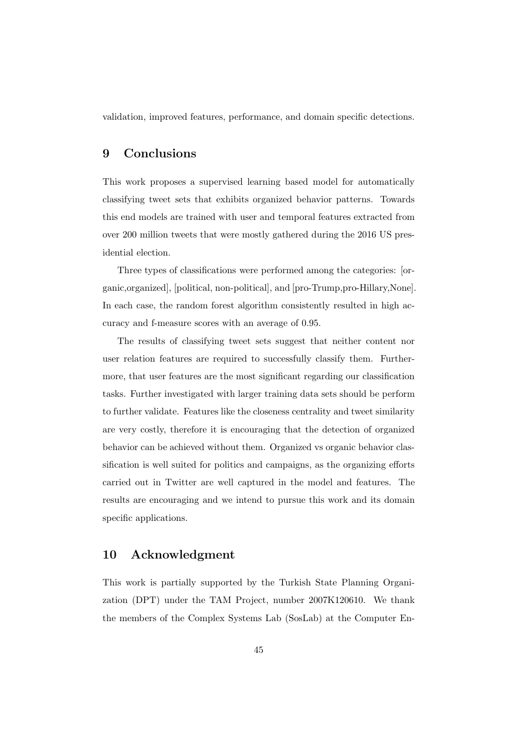validation, improved features, performance, and domain specific detections.

## 9 Conclusions

This work proposes a supervised learning based model for automatically classifying tweet sets that exhibits organized behavior patterns. Towards this end models are trained with user and temporal features extracted from over 200 million tweets that were mostly gathered during the 2016 US presidential election.

Three types of classifications were performed among the categories: [organic,organized], [political, non-political], and [pro-Trump,pro-Hillary,None]. In each case, the random forest algorithm consistently resulted in high accuracy and f-measure scores with an average of 0.95.

The results of classifying tweet sets suggest that neither content nor user relation features are required to successfully classify them. Furthermore, that user features are the most significant regarding our classification tasks. Further investigated with larger training data sets should be perform to further validate. Features like the closeness centrality and tweet similarity are very costly, therefore it is encouraging that the detection of organized behavior can be achieved without them. Organized vs organic behavior classification is well suited for politics and campaigns, as the organizing efforts carried out in Twitter are well captured in the model and features. The results are encouraging and we intend to pursue this work and its domain specific applications.

## 10 Acknowledgment

This work is partially supported by the Turkish State Planning Organization (DPT) under the TAM Project, number 2007K120610. We thank the members of the Complex Systems Lab (SosLab) at the Computer En-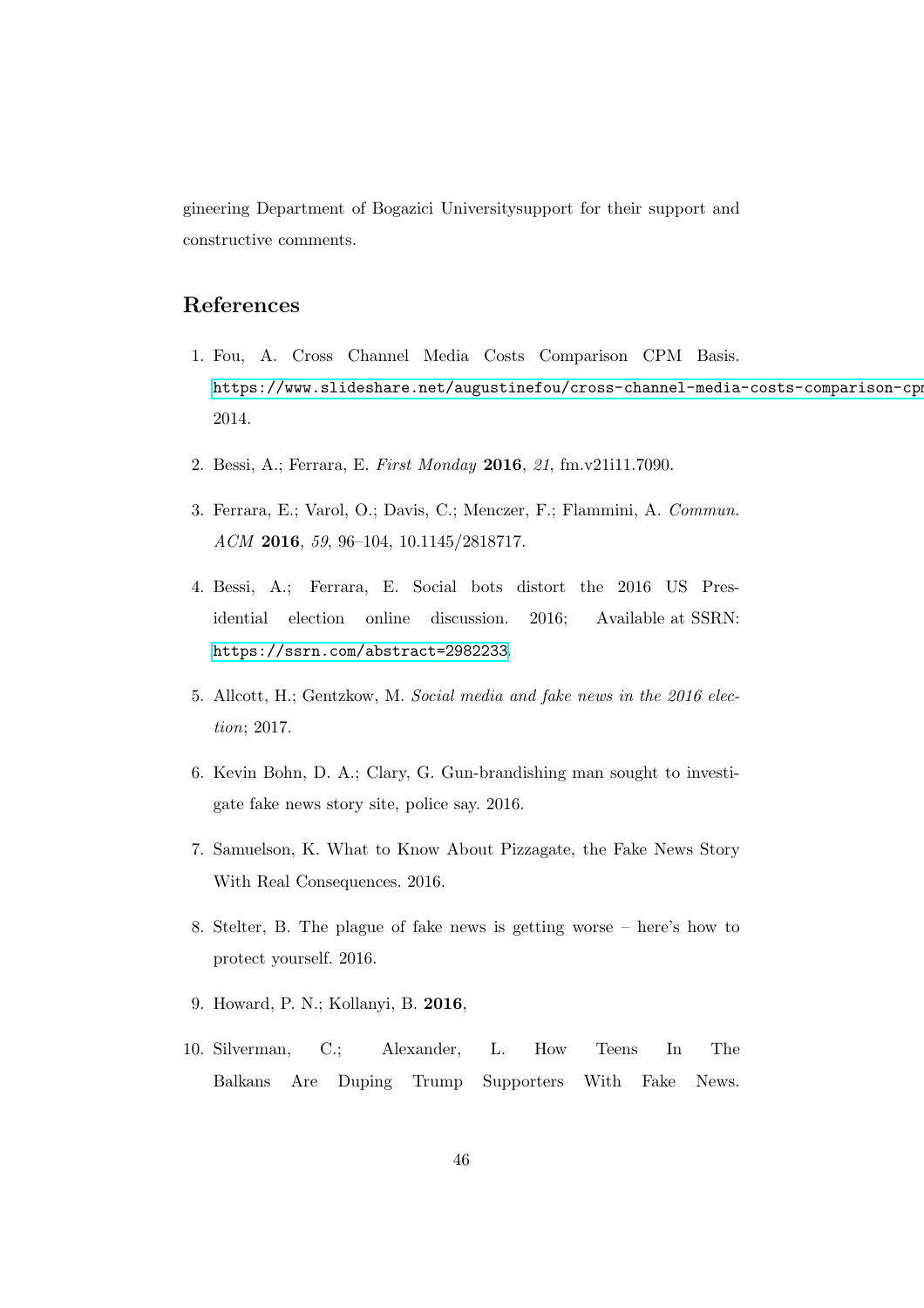gineering Department of Bogazici Universitysupport for their support and constructive comments.

## References

1. Fou, A. Cross Channel Media Costs Comparison CPM Basis. https://www.slideshare.net/augustinefou/cross-channel-media-costs-comparison-cp 2014.

2. Bessi, A.; Ferrara, E. *First Monday* **2016**, *21*, fm.v21i11.7090.

3. Ferrara, E.; Varol, O.; Davis, C.; Menczer, F.; Flammini, A. *Commun. ACM* **2016**, *59*, 96–104, 10.1145/2818717.

4. Bessi, A.; Ferrara, E. Social bots distort the 2016 US Presidential election online discussion. 2016; Available at SSRN: https://ssrn.com/abstract=2982233.

5. Allcott, H.; Gentzkow, M. *Social media and fake news in the 2016 election*; 2017.

6. Kevin Bohn, D. A.; Clary, G. Gun-brandishing man sought to investigate fake news story site, police say. 2016.

7. Samuelson, K. What to Know About Pizzagate, the Fake News Story With Real Consequences. 2016.

8. Stelter, B. The plague of fake news is getting worse – here's how to protect yourself. 2016.

9. Howard, P. N.; Kollanyi, B. **2016**,

10. Silverman, C.; Alexander, L. How Teens In The Balkans Are Duping Trump Supporters With Fake News.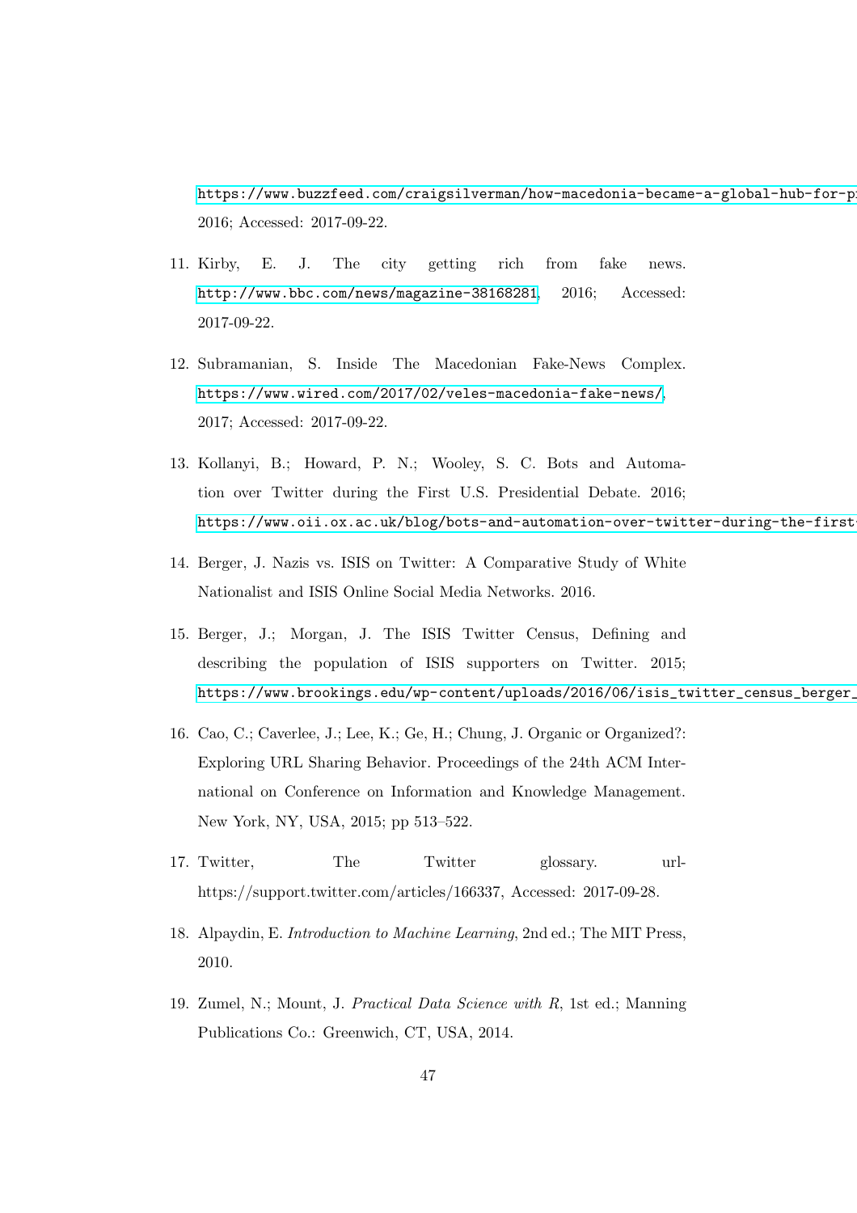https://www.buzzfeed.com/craigsilverman/how-macedonia-became-a-global-hub-for-p 2016; Accessed: 2017-09-22.

11. Kirby, E. J. The city getting rich from fake news. http://www.bbc.com/news/magazine-38168281, 2016; Accessed: 2017-09-22.

12. Subramanian, S. Inside The Macedonian Fake-News Complex. https://www.wired.com/2017/02/veles-macedonia-fake-news/, 2017; Accessed: 2017-09-22.

13. Kollanyi, B.; Howard, P. N.; Wooley, S. C. Bots and Automation over Twitter during the First U.S. Presidential Debate. 2016; https://www.oii.ox.ac.uk/blog/bots-and-automation-over-twitter-during-the-first-

14. Berger, J. Nazis vs. ISIS on Twitter: A Comparative Study of White Nationalist and ISIS Online Social Media Networks. 2016.

15. Berger, J.; Morgan, J. The ISIS Twitter Census, Defining and describing the population of ISIS supporters on Twitter. 2015; https://www.brookings.edu/wp-content/uploads/2016/06/isis_twitter_census_berger_

16. Cao, C.; Caverlee, J.; Lee, K.; Ge, H.; Chung, J. Organic or Organized?: Exploring URL Sharing Behavior. Proceedings of the 24th ACM International on Conference on Information and Knowledge Management. New York, NY, USA, 2015; pp 513–522.

17. Twitter, The Twitter glossary. url-https://support.twitter.com/articles/166337, Accessed: 2017-09-28.

18. Alpaydin, E. *Introduction to Machine Learning*, 2nd ed.; The MIT Press, 2010.

19. Zumel, N.; Mount, J. *Practical Data Science with R*, 1st ed.; Manning Publications Co.: Greenwich, CT, USA, 2014.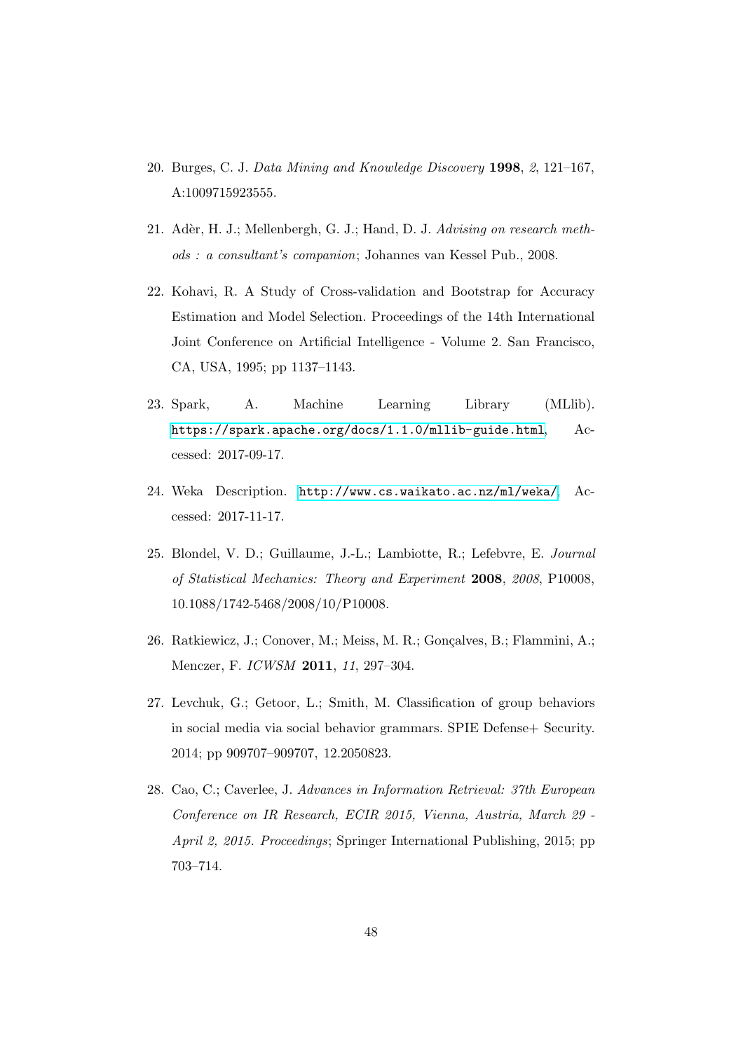20. Burges, C. J. *Data Mining and Knowledge Discovery* **1998**, *2*, 121–167, A:1009715923555.

21. Adèr, H. J.; Mellenbergh, G. J.; Hand, D. J. *Advising on research methods : a consultant's companion*; Johannes van Kessel Pub., 2008.

22. Kohavi, R. A Study of Cross-validation and Bootstrap for Accuracy Estimation and Model Selection. Proceedings of the 14th International Joint Conference on Artificial Intelligence - Volume 2. San Francisco, CA, USA, 1995; pp 1137–1143.

23. Spark, A. Machine Learning Library (MLlib). https://spark.apache.org/docs/1.1.0/mllib-guide.html, Accessed: 2017-09-17.

24. Weka Description. http://www.cs.waikato.ac.nz/ml/weka/, Accessed: 2017-11-17.

25. Blondel, V. D.; Guillaume, J.-L.; Lambiotte, R.; Lefebvre, E. *Journal of Statistical Mechanics: Theory and Experiment* **2008**, *2008*, P10008, 10.1088/1742-5468/2008/10/P10008.

26. Ratkiewicz, J.; Conover, M.; Meiss, M. R.; Gonçalves, B.; Flammini, A.; Menczer, F. *ICWSM* **2011**, *11*, 297–304.

27. Levchuk, G.; Getoor, L.; Smith, M. Classification of group behaviors in social media via social behavior grammars. SPIE Defense+ Security. 2014; pp 909707–909707, 12.2050823.

28. Cao, C.; Caverlee, J. *Advances in Information Retrieval: 37th European Conference on IR Research, ECIR 2015, Vienna, Austria, March 29 - April 2, 2015. Proceedings*; Springer International Publishing, 2015; pp 703–714.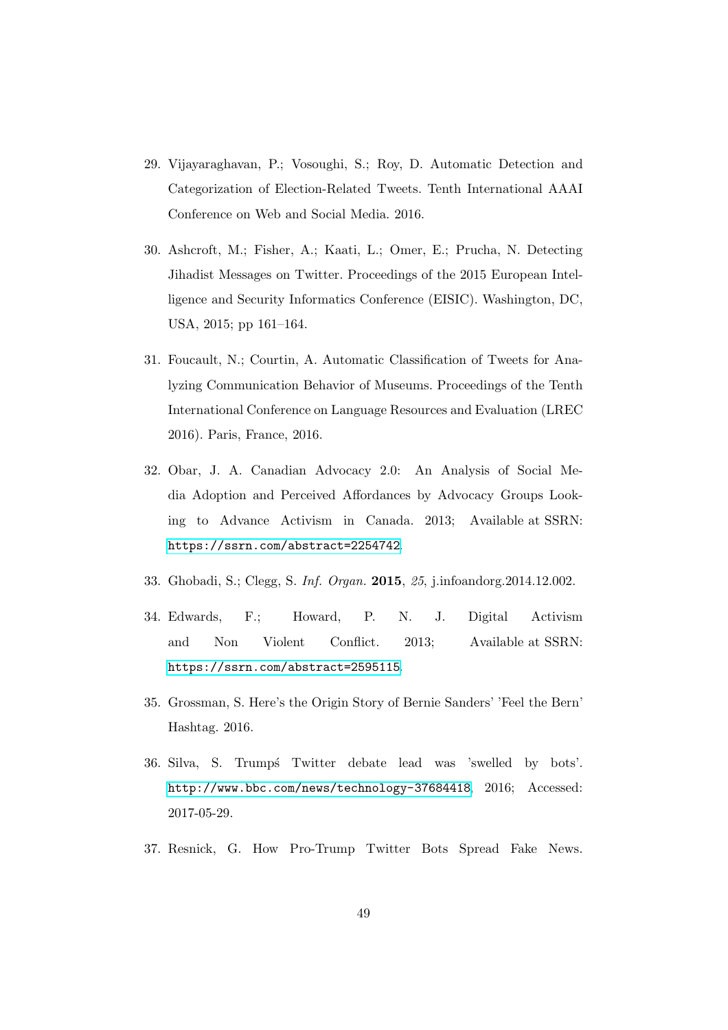29. Vijayaraghavan, P.; Vosoughi, S.; Roy, D. Automatic Detection and Categorization of Election-Related Tweets. Tenth International AAAI Conference on Web and Social Media. 2016.

30. Ashcroft, M.; Fisher, A.; Kaati, L.; Omer, E.; Prucha, N. Detecting Jihadist Messages on Twitter. Proceedings of the 2015 European Intelligence and Security Informatics Conference (EISIC). Washington, DC, USA, 2015; pp 161–164.

31. Foucault, N.; Courtin, A. Automatic Classification of Tweets for Analyzing Communication Behavior of Museums. Proceedings of the Tenth International Conference on Language Resources and Evaluation (LREC 2016). Paris, France, 2016.

32. Obar, J. A. Canadian Advocacy 2.0: An Analysis of Social Media Adoption and Perceived Affordances by Advocacy Groups Looking to Advance Activism in Canada. 2013; Available at SSRN: https://ssrn.com/abstract=2254742.

33. Ghobadi, S.; Clegg, S. *Inf. Organ.* **2015**, *25*, j.infoandorg.2014.12.002.

34. Edwards, F.; Howard, P. N. J. Digital Activism and Non Violent Conflict. 2013; Available at SSRN: https://ssrn.com/abstract=2595115.

35. Grossman, S. Here's the Origin Story of Bernie Sanders' 'Feel the Bern' Hashtag. 2016.

36. Silva, S. Trumpś Twitter debate lead was 'swelled by bots'. http://www.bbc.com/news/technology-37684418, 2016; Accessed: 2017-05-29.

37. Resnick, G. How Pro-Trump Twitter Bots Spread Fake News.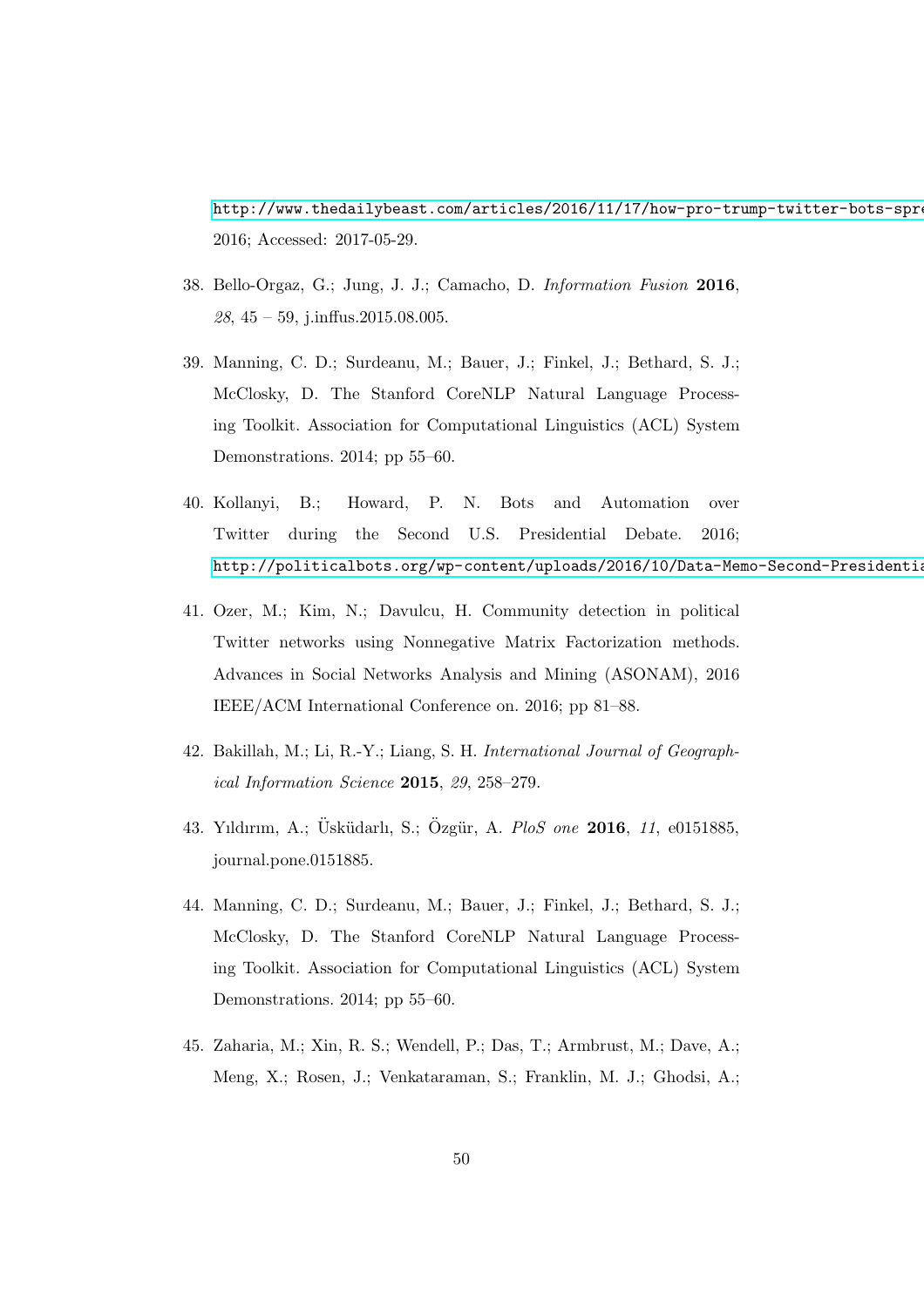http://www.thedailybeast.com/articles/2016/11/17/how-pro-trump-twitter-bots-spre
2016; Accessed: 2017-05-29.

38. Bello-Orgaz, G.; Jung, J. J.; Camacho, D. *Information Fusion* **2016**, *28*, 45 – 59, j.inffus.2015.08.005.

39. Manning, C. D.; Surdeanu, M.; Bauer, J.; Finkel, J.; Bethard, S. J.; McClosky, D. The Stanford CoreNLP Natural Language Processing Toolkit. Association for Computational Linguistics (ACL) System Demonstrations. 2014; pp 55–60.

40. Kollanyi, B.; Howard, P. N. Bots and Automation over Twitter during the Second U.S. Presidential Debate. 2016; http://politicalbots.org/wp-content/uploads/2016/10/Data-Memo-Second-Presidentia

41. Ozer, M.; Kim, N.; Davulcu, H. Community detection in political Twitter networks using Nonnegative Matrix Factorization methods. Advances in Social Networks Analysis and Mining (ASONAM), 2016 IEEE/ACM International Conference on. 2016; pp 81–88.

42. Bakillah, M.; Li, R.-Y.; Liang, S. H. *International Journal of Geographical Information Science* **2015**, *29*, 258–279.

43. Yıldırım, A.; Üsküdarlı, S.; Özgür, A. *PloS one* **2016**, *11*, e0151885, journal.pone.0151885.

44. Manning, C. D.; Surdeanu, M.; Bauer, J.; Finkel, J.; Bethard, S. J.; McClosky, D. The Stanford CoreNLP Natural Language Processing Toolkit. Association for Computational Linguistics (ACL) System Demonstrations. 2014; pp 55–60.

45. Zaharia, M.; Xin, R. S.; Wendell, P.; Das, T.; Armbrust, M.; Dave, A.; Meng, X.; Rosen, J.; Venkataraman, S.; Franklin, M. J.; Ghodsi, A.;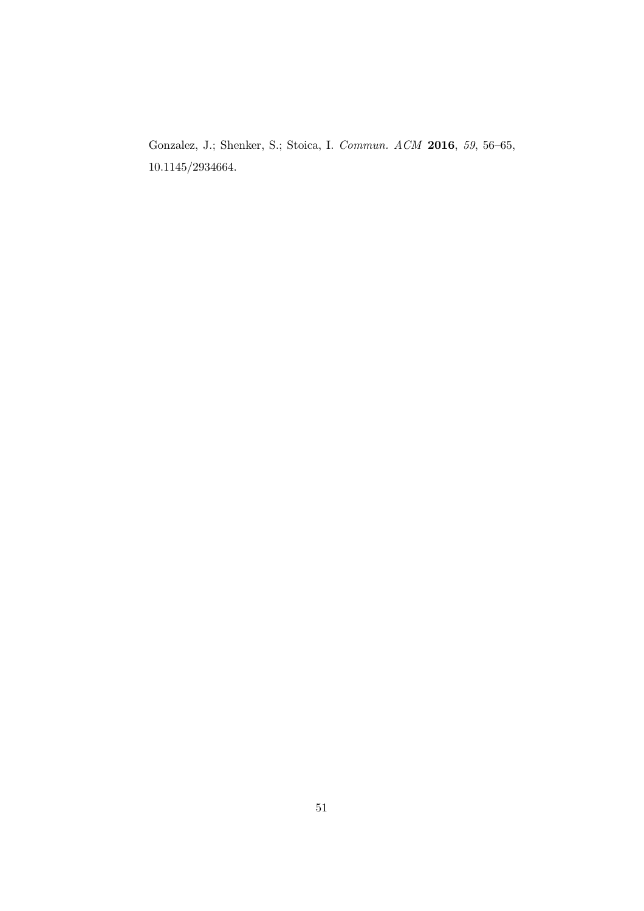Gonzalez, J.; Shenker, S.; Stoica, I. *Commun. ACM* **2016**, *59*, 56–65, 10.1145/2934664.